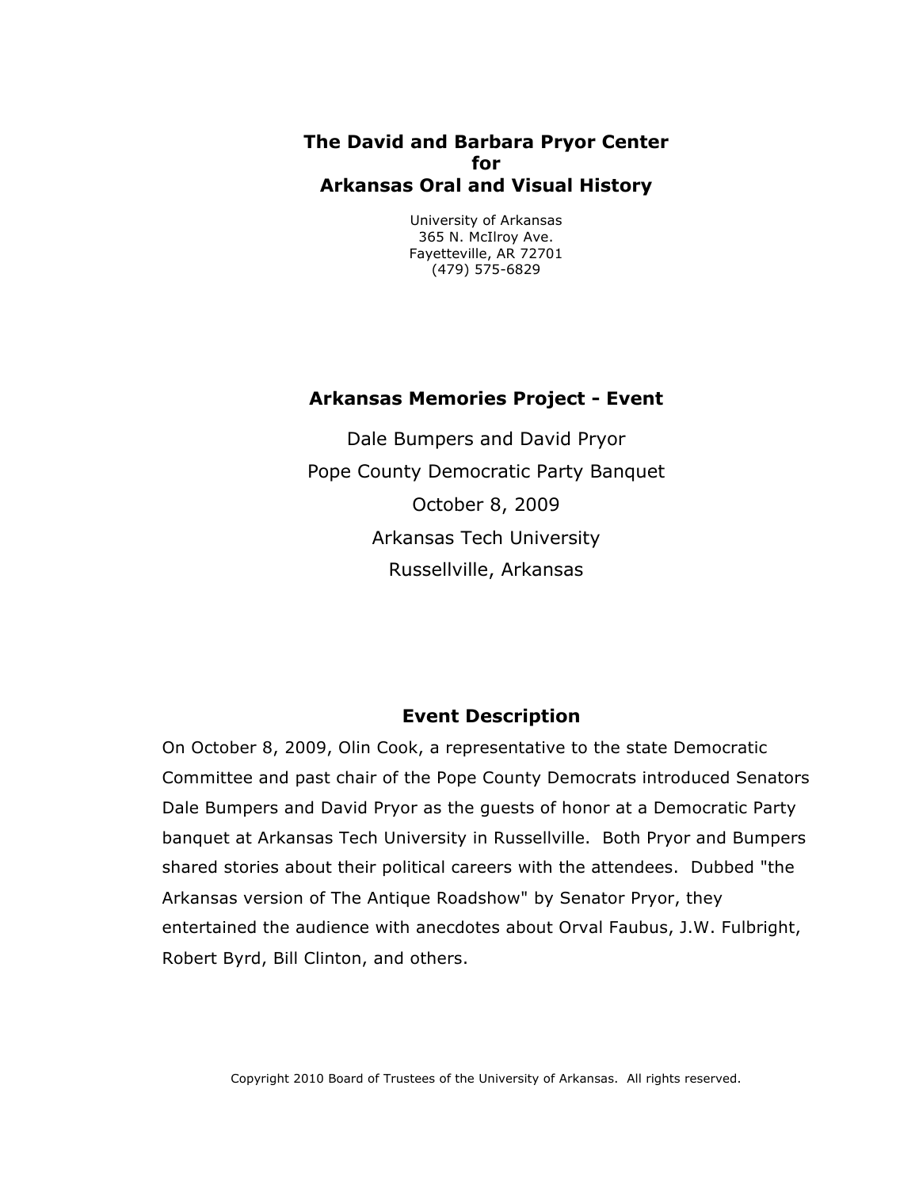# The David and Barbara Pryor Center for Arkansas Oral and Visual History

University of Arkansas
365 N. McIlroy Ave.
Fayetteville, AR 72701
(479) 575-6829

## Arkansas Memories Project - Event

Dale Bumpers and David Pryor

Pope County Democratic Party Banquet

October 8, 2009

Arkansas Tech University

Russellville, Arkansas

## Event Description

On October 8, 2009, Olin Cook, a representative to the state Democratic Committee and past chair of the Pope County Democrats introduced Senators Dale Bumpers and David Pryor as the guests of honor at a Democratic Party banquet at Arkansas Tech University in Russellville. Both Pryor and Bumpers shared stories about their political careers with the attendees. Dubbed "the Arkansas version of The Antique Roadshow" by Senator Pryor, they entertained the audience with anecdotes about Orval Faubus, J.W. Fulbright, Robert Byrd, Bill Clinton, and others.

Copyright 2010 Board of Trustees of the University of Arkansas. All rights reserved.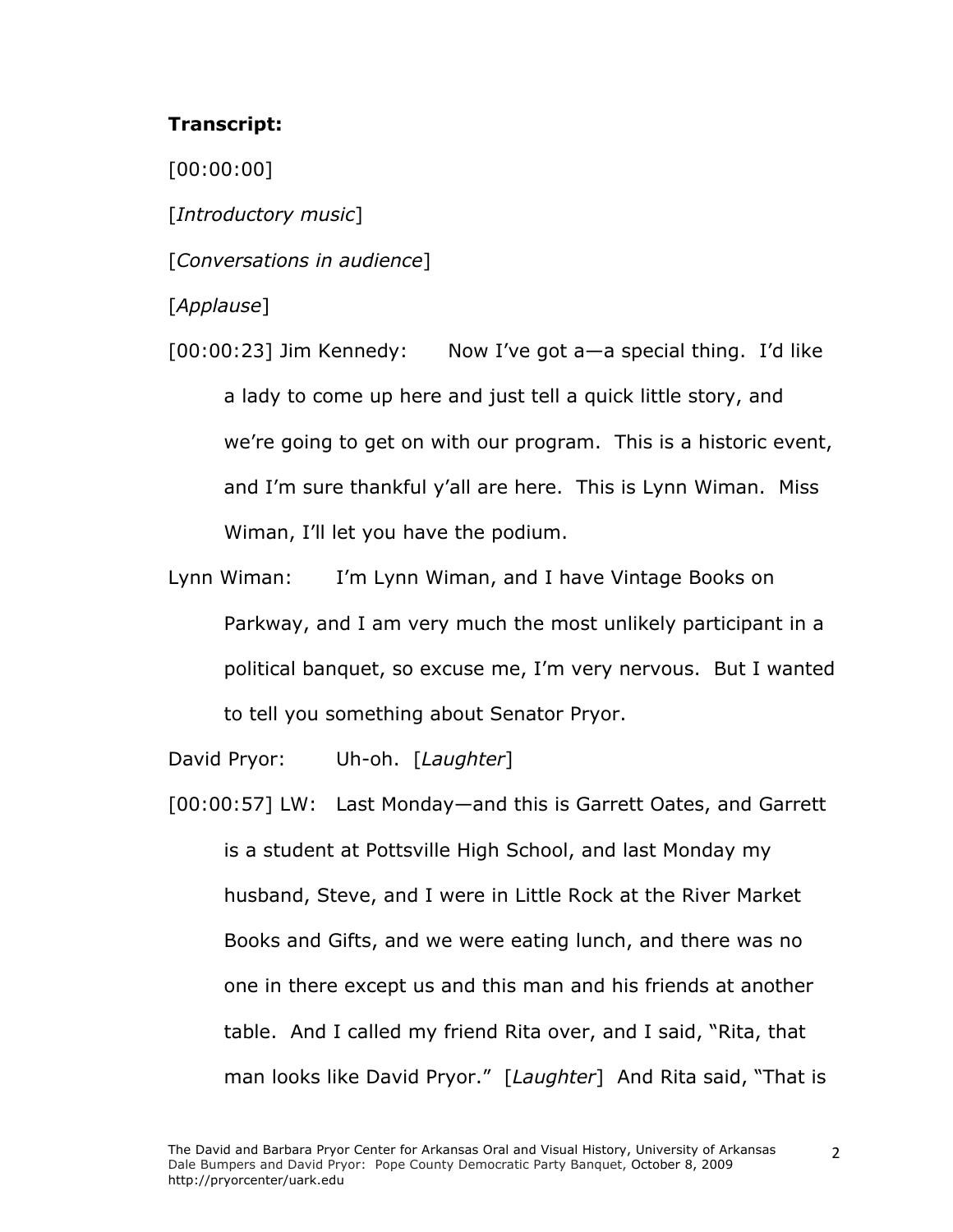**Transcript:**

[00:00:00]

[*Introductory music*]

[*Conversations in audience*]

[*Applause*]

[00:00:23] Jim Kennedy: Now I've got a—a special thing. I'd like a lady to come up here and just tell a quick little story, and we're going to get on with our program. This is a historic event, and I'm sure thankful y'all are here. This is Lynn Wiman. Miss Wiman, I'll let you have the podium.

Lynn Wiman: I'm Lynn Wiman, and I have Vintage Books on Parkway, and I am very much the most unlikely participant in a political banquet, so excuse me, I'm very nervous. But I wanted to tell you something about Senator Pryor.

David Pryor: Uh-oh. [*Laughter*]

[00:00:57] LW: Last Monday—and this is Garrett Oates, and Garrett is a student at Pottsville High School, and last Monday my husband, Steve, and I were in Little Rock at the River Market Books and Gifts, and we were eating lunch, and there was no one in there except us and this man and his friends at another table. And I called my friend Rita over, and I said, "Rita, that man looks like David Pryor." [*Laughter*] And Rita said, "That is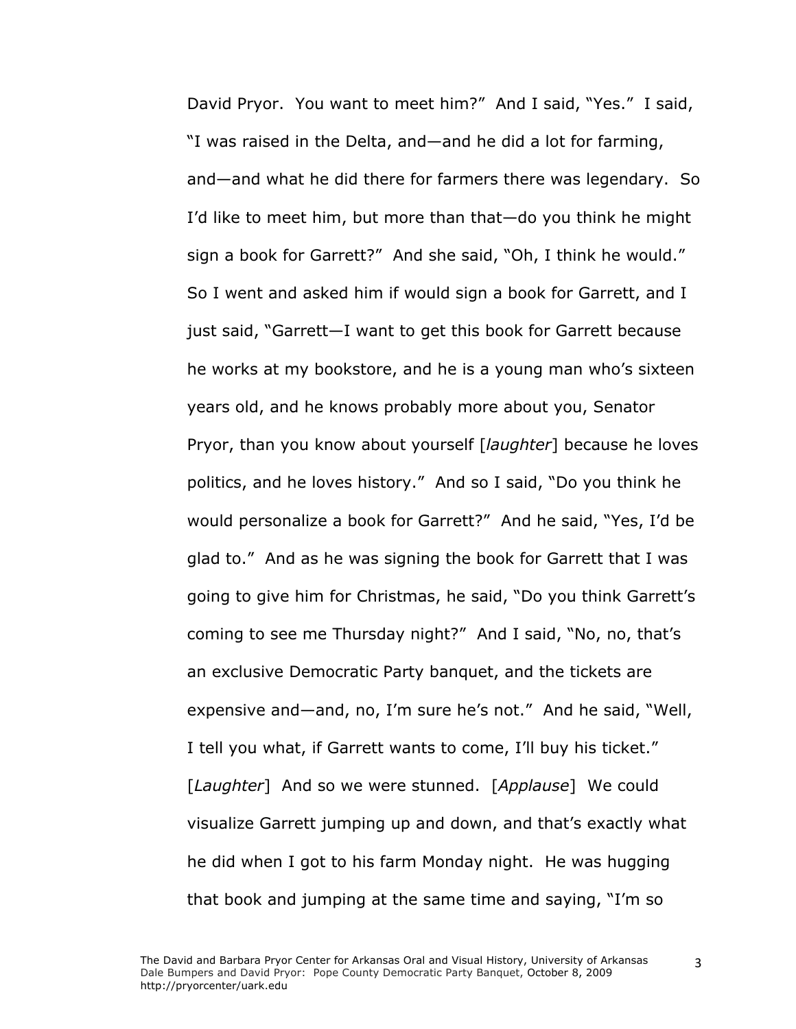David Pryor. You want to meet him?" And I said, "Yes." I said, "I was raised in the Delta, and—and he did a lot for farming, and—and what he did there for farmers there was legendary. So I'd like to meet him, but more than that—do you think he might sign a book for Garrett?" And she said, "Oh, I think he would." So I went and asked him if would sign a book for Garrett, and I just said, "Garrett—I want to get this book for Garrett because he works at my bookstore, and he is a young man who's sixteen years old, and he knows probably more about you, Senator Pryor, than you know about yourself [*laughter*] because he loves politics, and he loves history." And so I said, "Do you think he would personalize a book for Garrett?" And he said, "Yes, I'd be glad to." And as he was signing the book for Garrett that I was going to give him for Christmas, he said, "Do you think Garrett's coming to see me Thursday night?" And I said, "No, no, that's an exclusive Democratic Party banquet, and the tickets are expensive and—and, no, I'm sure he's not." And he said, "Well, I tell you what, if Garrett wants to come, I'll buy his ticket." [*Laughter*] And so we were stunned. [*Applause*] We could visualize Garrett jumping up and down, and that's exactly what he did when I got to his farm Monday night. He was hugging that book and jumping at the same time and saying, "I'm so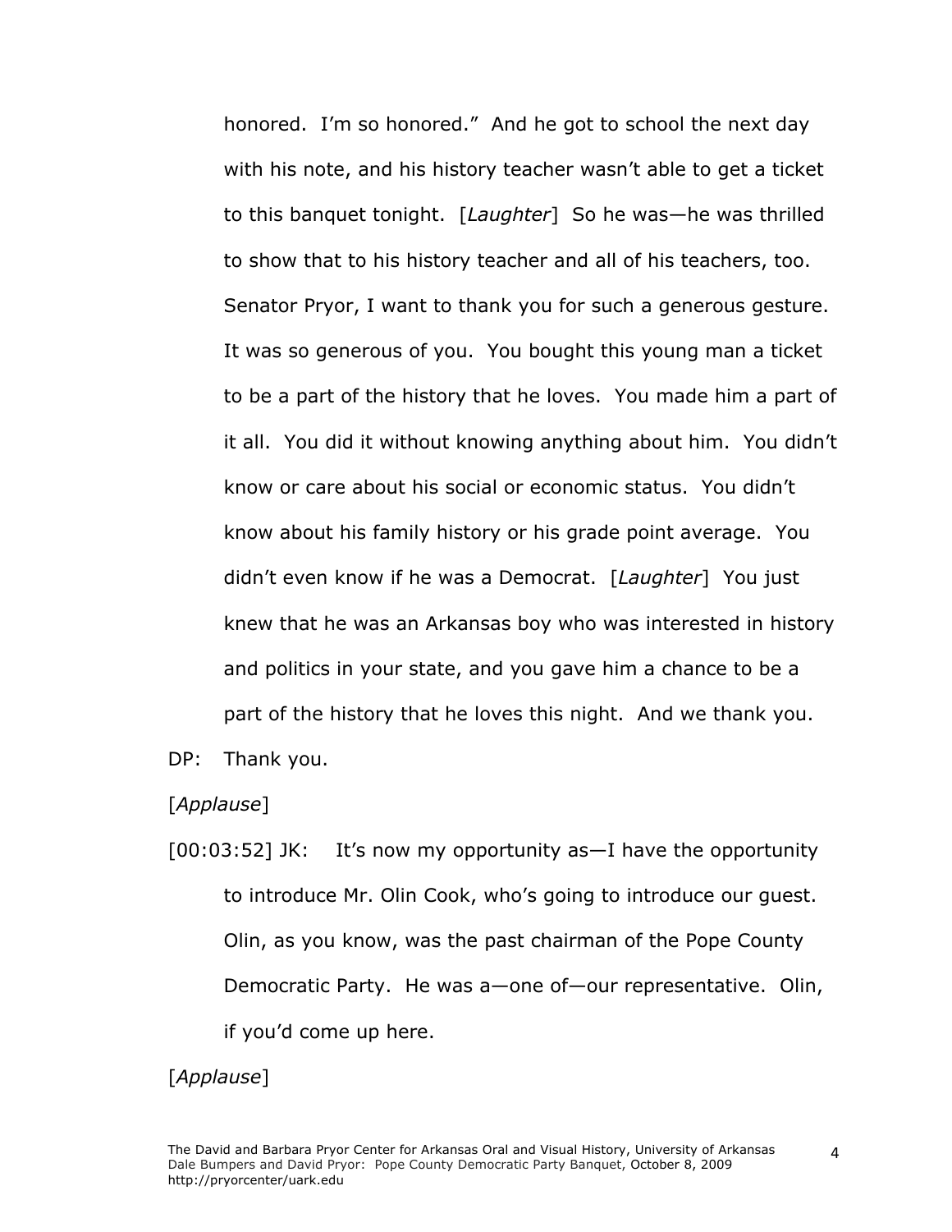honored. I'm so honored." And he got to school the next day with his note, and his history teacher wasn't able to get a ticket to this banquet tonight. [*Laughter*] So he was—he was thrilled to show that to his history teacher and all of his teachers, too. Senator Pryor, I want to thank you for such a generous gesture. It was so generous of you. You bought this young man a ticket to be a part of the history that he loves. You made him a part of it all. You did it without knowing anything about him. You didn't know or care about his social or economic status. You didn't know about his family history or his grade point average. You didn't even know if he was a Democrat. [*Laughter*] You just knew that he was an Arkansas boy who was interested in history and politics in your state, and you gave him a chance to be a part of the history that he loves this night. And we thank you.

DP: Thank you.

[*Applause*]

[00:03:52] JK: It's now my opportunity as—I have the opportunity to introduce Mr. Olin Cook, who's going to introduce our guest. Olin, as you know, was the past chairman of the Pope County Democratic Party. He was a—one of—our representative. Olin, if you'd come up here.

[*Applause*]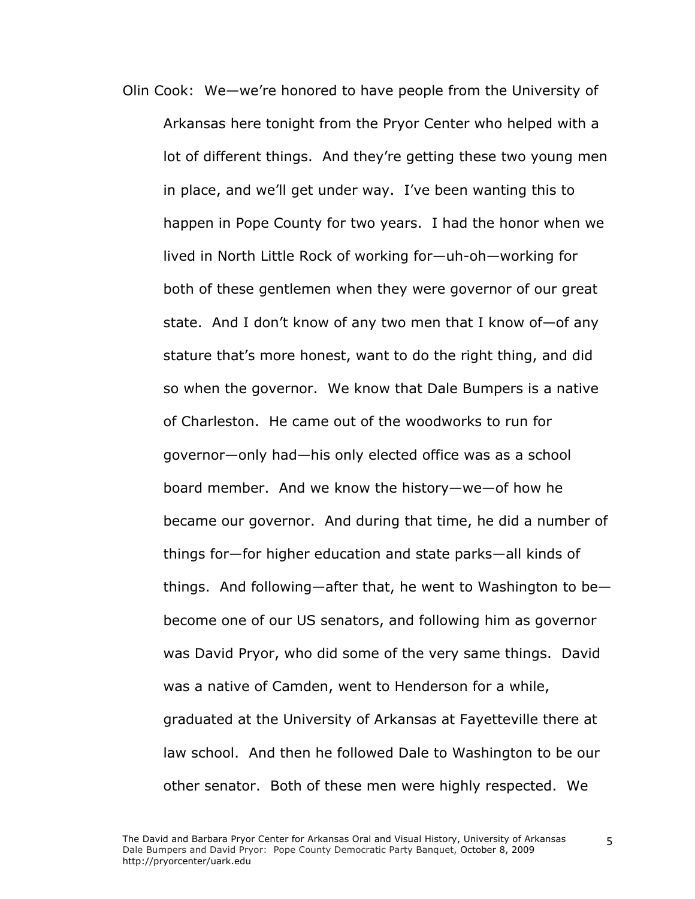Olin Cook: We—we're honored to have people from the University of Arkansas here tonight from the Pryor Center who helped with a lot of different things. And they're getting these two young men in place, and we'll get under way. I've been wanting this to happen in Pope County for two years. I had the honor when we lived in North Little Rock of working for—uh-oh—working for both of these gentlemen when they were governor of our great state. And I don't know of any two men that I know of—of any stature that's more honest, want to do the right thing, and did so when the governor. We know that Dale Bumpers is a native of Charleston. He came out of the woodworks to run for governor—only had—his only elected office was as a school board member. And we know the history—we—of how he became our governor. And during that time, he did a number of things for—for higher education and state parks—all kinds of things. And following—after that, he went to Washington to be—become one of our US senators, and following him as governor was David Pryor, who did some of the very same things. David was a native of Camden, went to Henderson for a while, graduated at the University of Arkansas at Fayetteville there at law school. And then he followed Dale to Washington to be our other senator. Both of these men were highly respected. We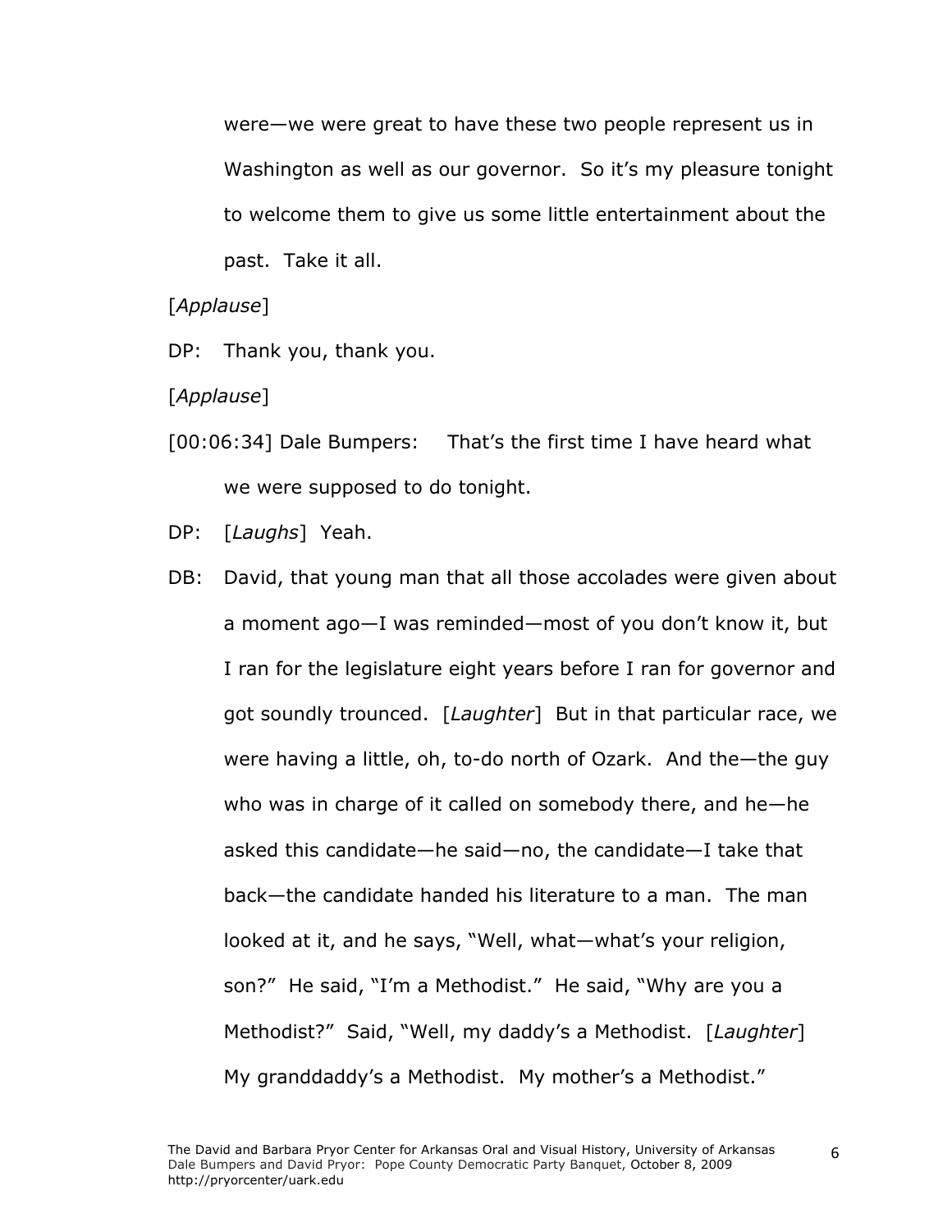were—we were great to have these two people represent us in Washington as well as our governor. So it's my pleasure tonight to welcome them to give us some little entertainment about the past. Take it all.

[*Applause*]

DP: Thank you, thank you.

[*Applause*]

[00:06:34] Dale Bumpers: That's the first time I have heard what we were supposed to do tonight.

DP: [*Laughs*] Yeah.

DB: David, that young man that all those accolades were given about a moment ago—I was reminded—most of you don't know it, but I ran for the legislature eight years before I ran for governor and got soundly trounced. [*Laughter*] But in that particular race, we were having a little, oh, to-do north of Ozark. And the—the guy who was in charge of it called on somebody there, and he—he asked this candidate—he said—no, the candidate—I take that back—the candidate handed his literature to a man. The man looked at it, and he says, "Well, what—what's your religion, son?" He said, "I'm a Methodist." He said, "Why are you a Methodist?" Said, "Well, my daddy's a Methodist. [*Laughter*] My granddaddy's a Methodist. My mother's a Methodist."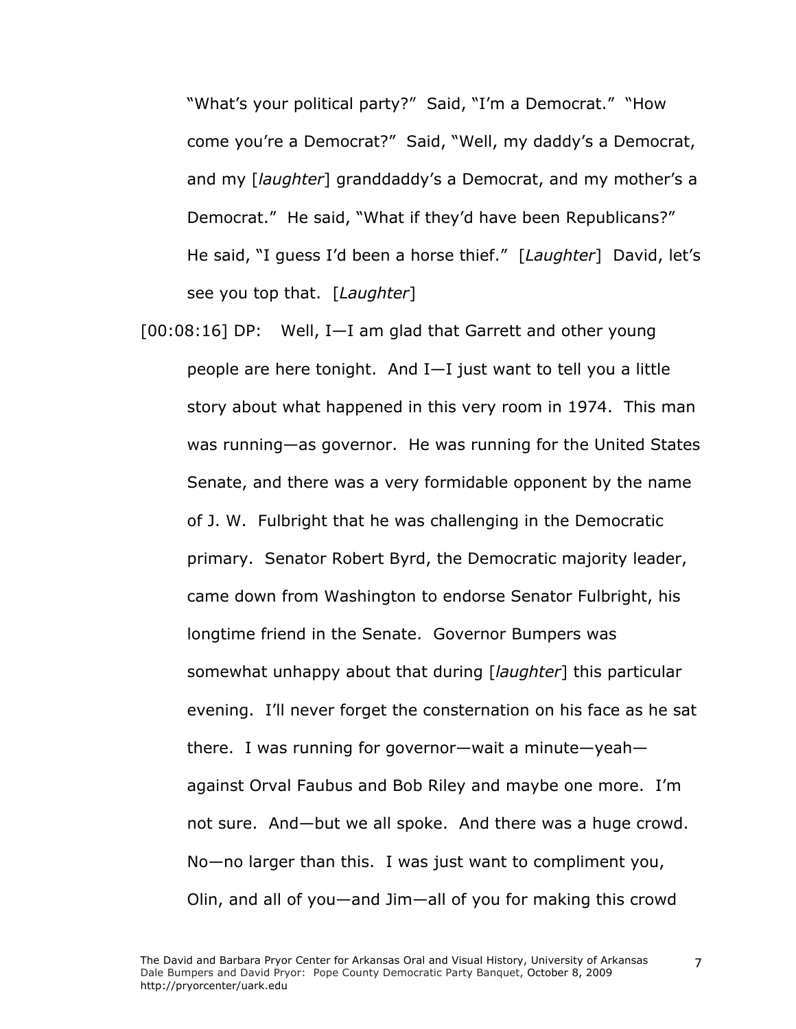"What's your political party?" Said, "I'm a Democrat." "How come you're a Democrat?" Said, "Well, my daddy's a Democrat, and my [*laughter*] granddaddy's a Democrat, and my mother's a Democrat." He said, "What if they'd have been Republicans?" He said, "I guess I'd been a horse thief." [*Laughter*] David, let's see you top that. [*Laughter*]

[00:08:16] DP: Well, I—I am glad that Garrett and other young people are here tonight. And I—I just want to tell you a little story about what happened in this very room in 1974. This man was running—as governor. He was running for the United States Senate, and there was a very formidable opponent by the name of J. W. Fulbright that he was challenging in the Democratic primary. Senator Robert Byrd, the Democratic majority leader, came down from Washington to endorse Senator Fulbright, his longtime friend in the Senate. Governor Bumpers was somewhat unhappy about that during [*laughter*] this particular evening. I'll never forget the consternation on his face as he sat there. I was running for governor—wait a minute—yeah—against Orval Faubus and Bob Riley and maybe one more. I'm not sure. And—but we all spoke. And there was a huge crowd. No—no larger than this. I was just want to compliment you, Olin, and all of you—and Jim—all of you for making this crowd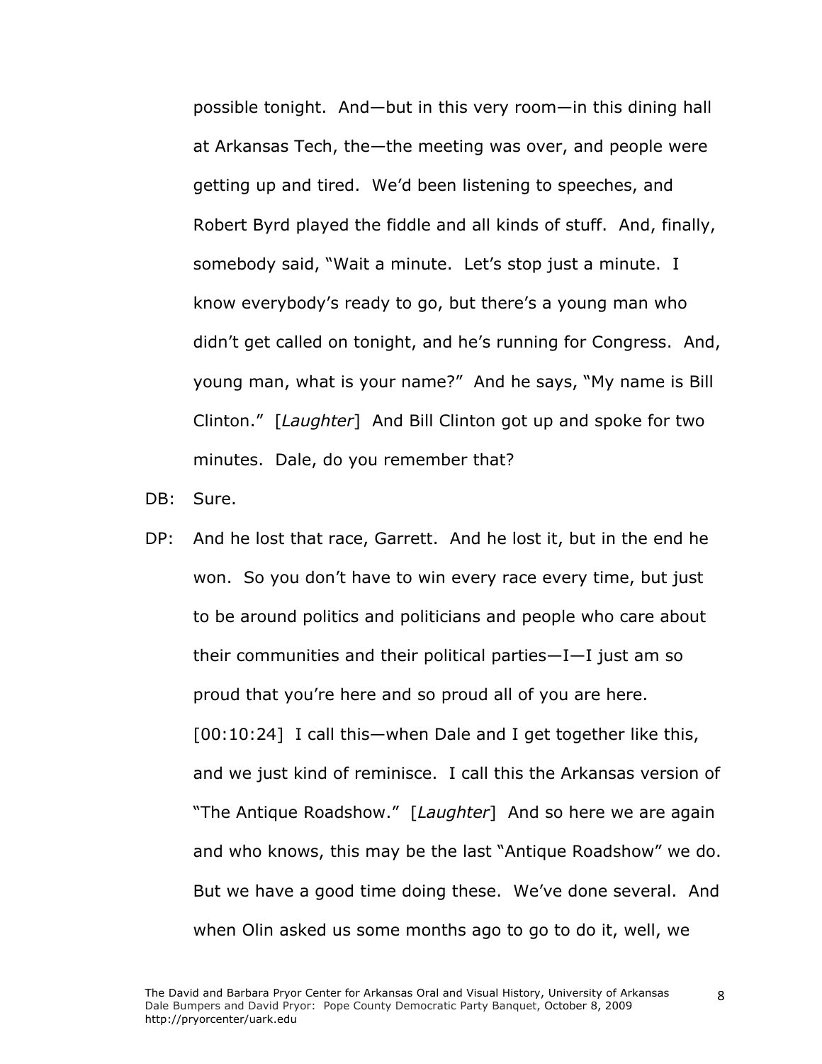possible tonight. And—but in this very room—in this dining hall at Arkansas Tech, the—the meeting was over, and people were getting up and tired. We'd been listening to speeches, and Robert Byrd played the fiddle and all kinds of stuff. And, finally, somebody said, "Wait a minute. Let's stop just a minute. I know everybody's ready to go, but there's a young man who didn't get called on tonight, and he's running for Congress. And, young man, what is your name?" And he says, "My name is Bill Clinton." [*Laughter*] And Bill Clinton got up and spoke for two minutes. Dale, do you remember that?

DB: Sure.

DP: And he lost that race, Garrett. And he lost it, but in the end he won. So you don't have to win every race every time, but just to be around politics and politicians and people who care about their communities and their political parties—I—I just am so proud that you're here and so proud all of you are here. [00:10:24] I call this—when Dale and I get together like this, and we just kind of reminisce. I call this the Arkansas version of "The Antique Roadshow." [*Laughter*] And so here we are again and who knows, this may be the last "Antique Roadshow" we do. But we have a good time doing these. We've done several. And when Olin asked us some months ago to go to do it, well, we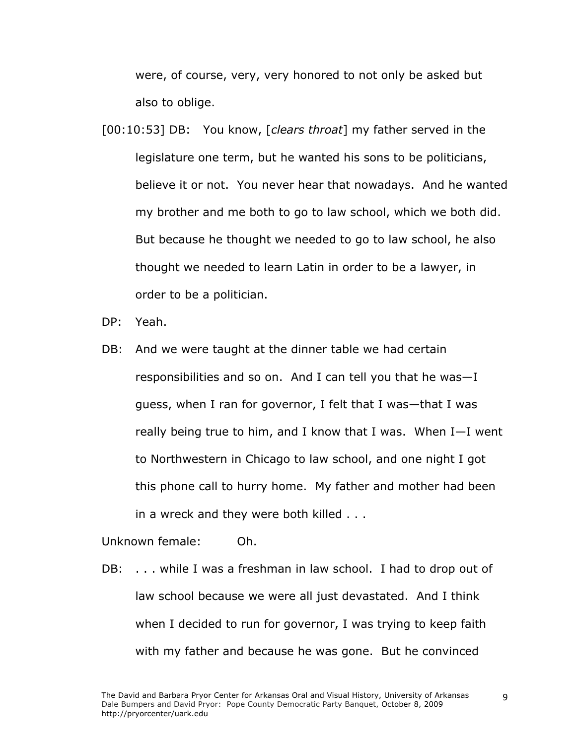were, of course, very, very honored to not only be asked but also to oblige.

[00:10:53] DB: You know, [*clears throat*] my father served in the legislature one term, but he wanted his sons to be politicians, believe it or not. You never hear that nowadays. And he wanted my brother and me both to go to law school, which we both did. But because he thought we needed to go to law school, he also thought we needed to learn Latin in order to be a lawyer, in order to be a politician.

DP: Yeah.

DB: And we were taught at the dinner table we had certain responsibilities and so on. And I can tell you that he was—I guess, when I ran for governor, I felt that I was—that I was really being true to him, and I know that I was. When I—I went to Northwestern in Chicago to law school, and one night I got this phone call to hurry home. My father and mother had been in a wreck and they were both killed . . .

Unknown female: Oh.

DB: . . . while I was a freshman in law school. I had to drop out of law school because we were all just devastated. And I think when I decided to run for governor, I was trying to keep faith with my father and because he was gone. But he convinced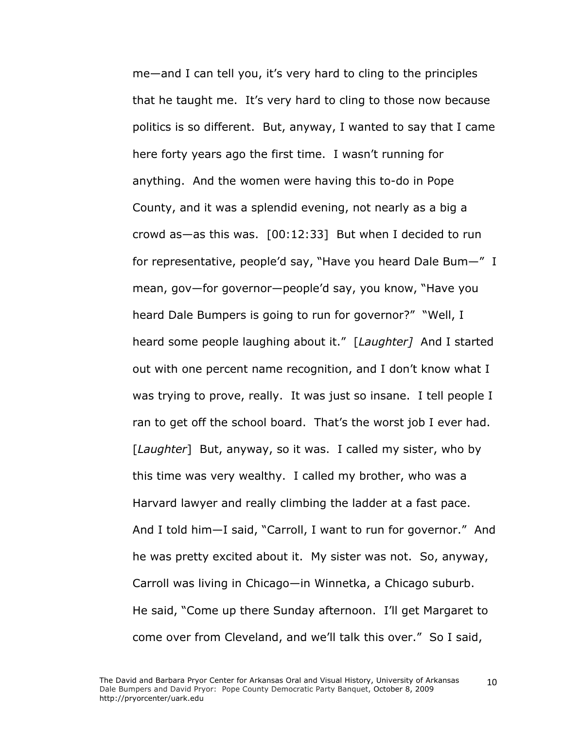me—and I can tell you, it's very hard to cling to the principles that he taught me. It's very hard to cling to those now because politics is so different. But, anyway, I wanted to say that I came here forty years ago the first time. I wasn't running for anything. And the women were having this to-do in Pope County, and it was a splendid evening, not nearly as a big a crowd as—as this was. [00:12:33] But when I decided to run for representative, people'd say, "Have you heard Dale Bum—" I mean, gov—for governor—people'd say, you know, "Have you heard Dale Bumpers is going to run for governor?" "Well, I heard some people laughing about it." [*Laughter]* And I started out with one percent name recognition, and I don't know what I was trying to prove, really. It was just so insane. I tell people I ran to get off the school board. That's the worst job I ever had. [*Laughter*] But, anyway, so it was. I called my sister, who by this time was very wealthy. I called my brother, who was a Harvard lawyer and really climbing the ladder at a fast pace. And I told him—I said, "Carroll, I want to run for governor." And he was pretty excited about it. My sister was not. So, anyway, Carroll was living in Chicago—in Winnetka, a Chicago suburb. He said, "Come up there Sunday afternoon. I'll get Margaret to come over from Cleveland, and we'll talk this over." So I said,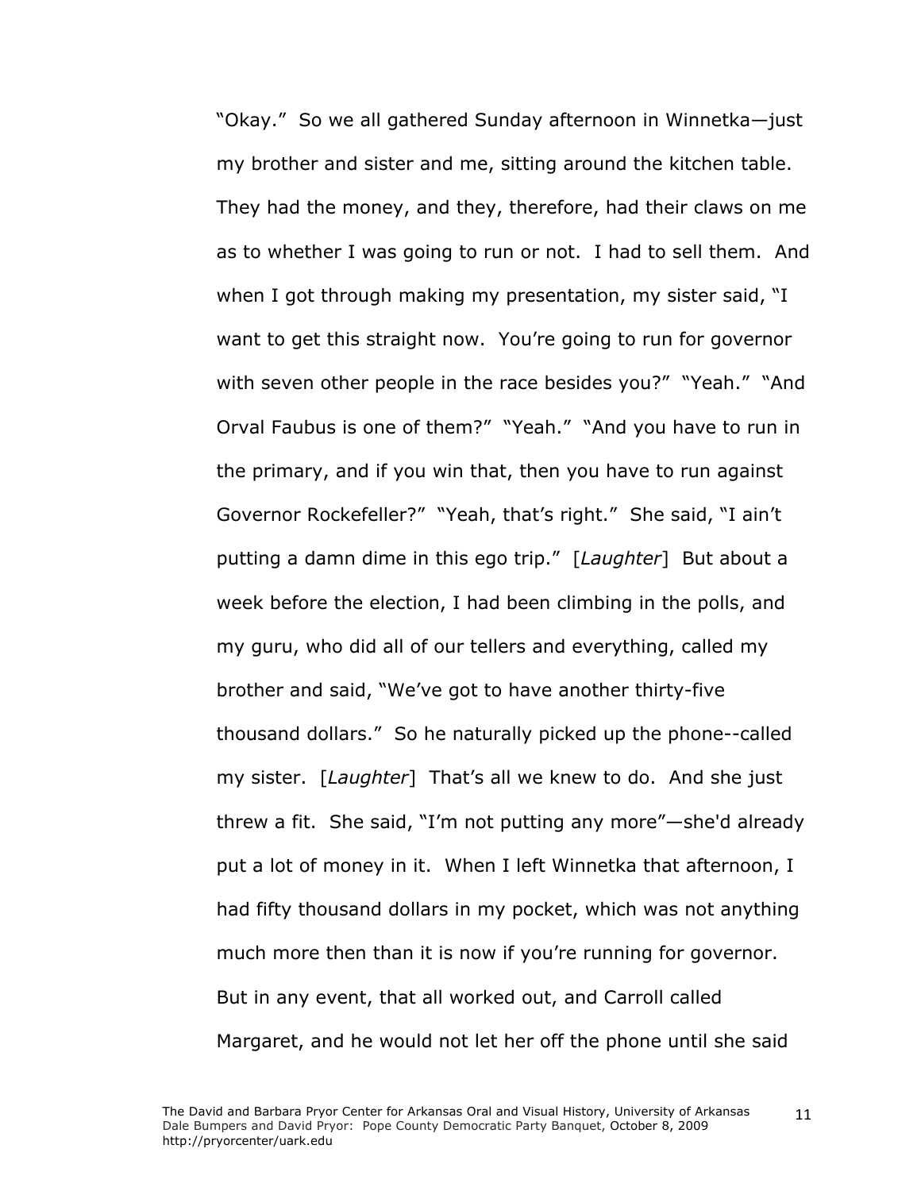"Okay." So we all gathered Sunday afternoon in Winnetka—just my brother and sister and me, sitting around the kitchen table. They had the money, and they, therefore, had their claws on me as to whether I was going to run or not. I had to sell them. And when I got through making my presentation, my sister said, "I want to get this straight now. You're going to run for governor with seven other people in the race besides you?" "Yeah." "And Orval Faubus is one of them?" "Yeah." "And you have to run in the primary, and if you win that, then you have to run against Governor Rockefeller?" "Yeah, that's right." She said, "I ain't putting a damn dime in this ego trip." [*Laughter*] But about a week before the election, I had been climbing in the polls, and my guru, who did all of our tellers and everything, called my brother and said, "We've got to have another thirty-five thousand dollars." So he naturally picked up the phone--called my sister. [*Laughter*] That's all we knew to do. And she just threw a fit. She said, "I'm not putting any more"—she'd already put a lot of money in it. When I left Winnetka that afternoon, I had fifty thousand dollars in my pocket, which was not anything much more then than it is now if you're running for governor. But in any event, that all worked out, and Carroll called Margaret, and he would not let her off the phone until she said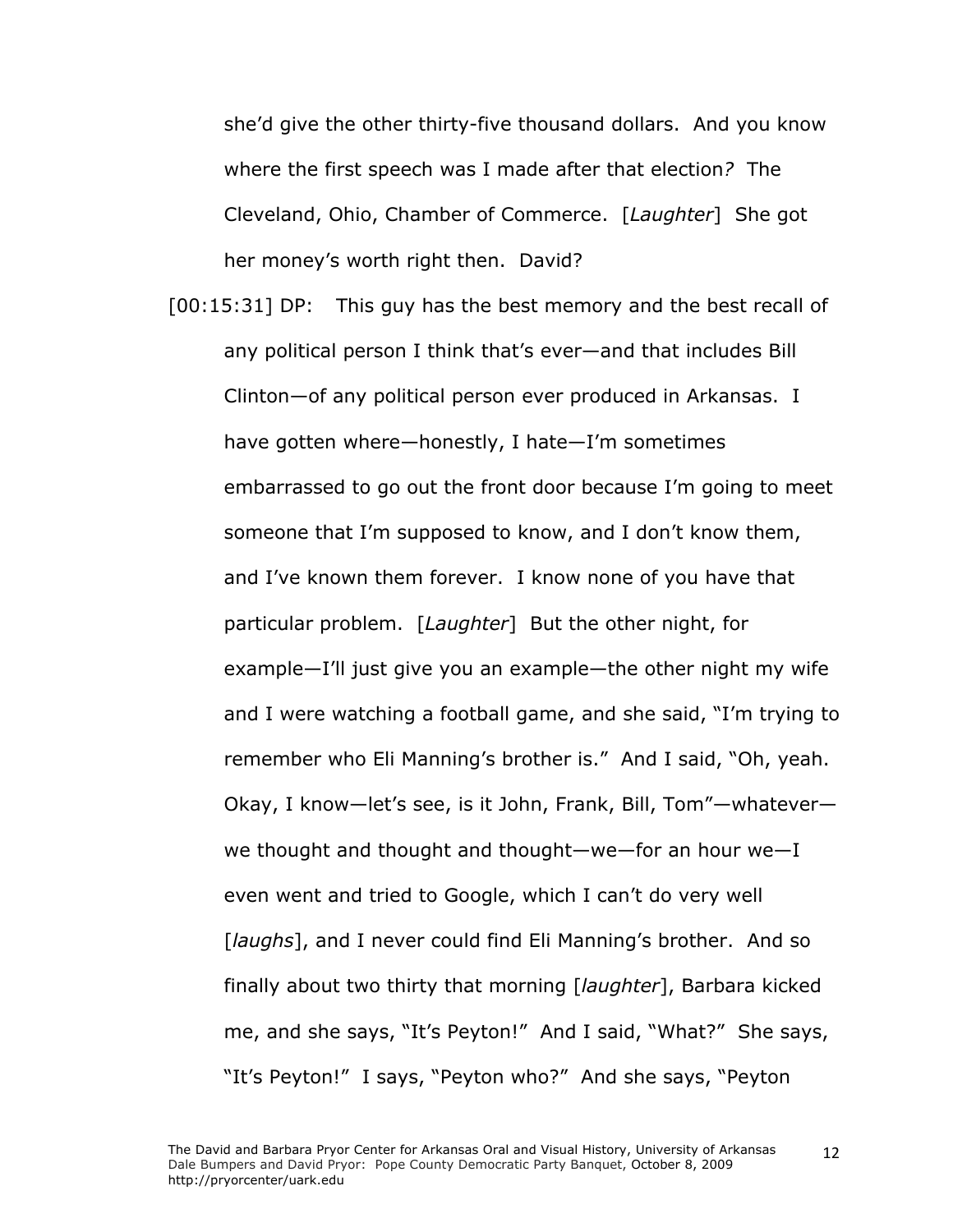she'd give the other thirty-five thousand dollars. And you know where the first speech was I made after that election? The Cleveland, Ohio, Chamber of Commerce. [*Laughter*] She got her money's worth right then. David?

[00:15:31] DP: This guy has the best memory and the best recall of any political person I think that's ever—and that includes Bill Clinton—of any political person ever produced in Arkansas. I have gotten where—honestly, I hate—I'm sometimes embarrassed to go out the front door because I'm going to meet someone that I'm supposed to know, and I don't know them, and I've known them forever. I know none of you have that particular problem. [*Laughter*] But the other night, for example—I'll just give you an example—the other night my wife and I were watching a football game, and she said, "I'm trying to remember who Eli Manning's brother is." And I said, "Oh, yeah. Okay, I know—let's see, is it John, Frank, Bill, Tom"—whatever—we thought and thought and thought—we—for an hour we—I even went and tried to Google, which I can't do very well [*laughs*], and I never could find Eli Manning's brother. And so finally about two thirty that morning [*laughter*], Barbara kicked me, and she says, "It's Peyton!" And I said, "What?" She says, "It's Peyton!" I says, "Peyton who?" And she says, "Peyton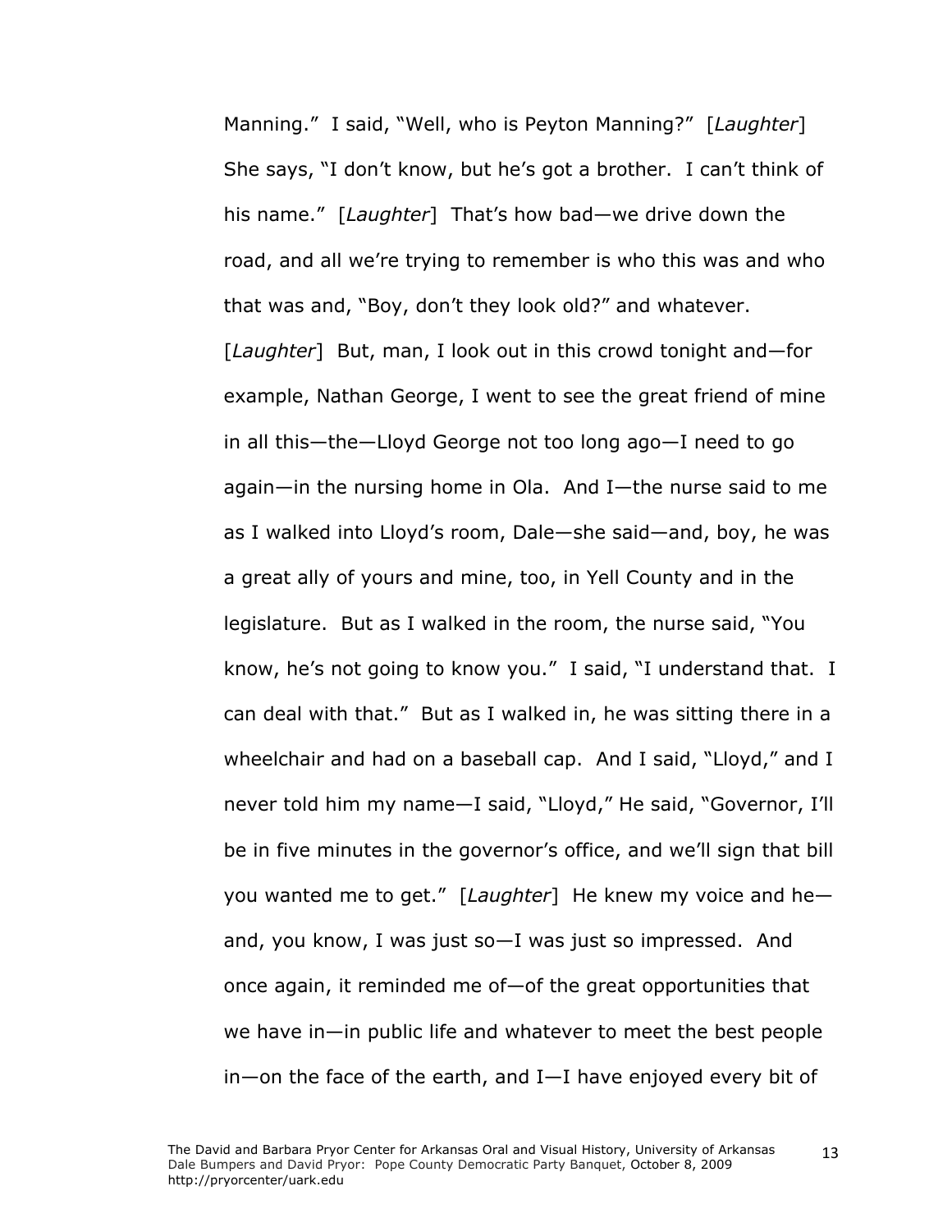Manning." I said, "Well, who is Peyton Manning?" [*Laughter*] She says, "I don't know, but he's got a brother. I can't think of his name." [*Laughter*] That's how bad—we drive down the road, and all we're trying to remember is who this was and who that was and, "Boy, don't they look old?" and whatever. [*Laughter*] But, man, I look out in this crowd tonight and—for example, Nathan George, I went to see the great friend of mine in all this—the—Lloyd George not too long ago—I need to go again—in the nursing home in Ola. And I—the nurse said to me as I walked into Lloyd's room, Dale—she said—and, boy, he was a great ally of yours and mine, too, in Yell County and in the legislature. But as I walked in the room, the nurse said, "You know, he's not going to know you." I said, "I understand that. I can deal with that." But as I walked in, he was sitting there in a wheelchair and had on a baseball cap. And I said, "Lloyd," and I never told him my name—I said, "Lloyd," He said, "Governor, I'll be in five minutes in the governor's office, and we'll sign that bill you wanted me to get." [*Laughter*] He knew my voice and he—and, you know, I was just so—I was just so impressed. And once again, it reminded me of—of the great opportunities that we have in—in public life and whatever to meet the best people in—on the face of the earth, and I—I have enjoyed every bit of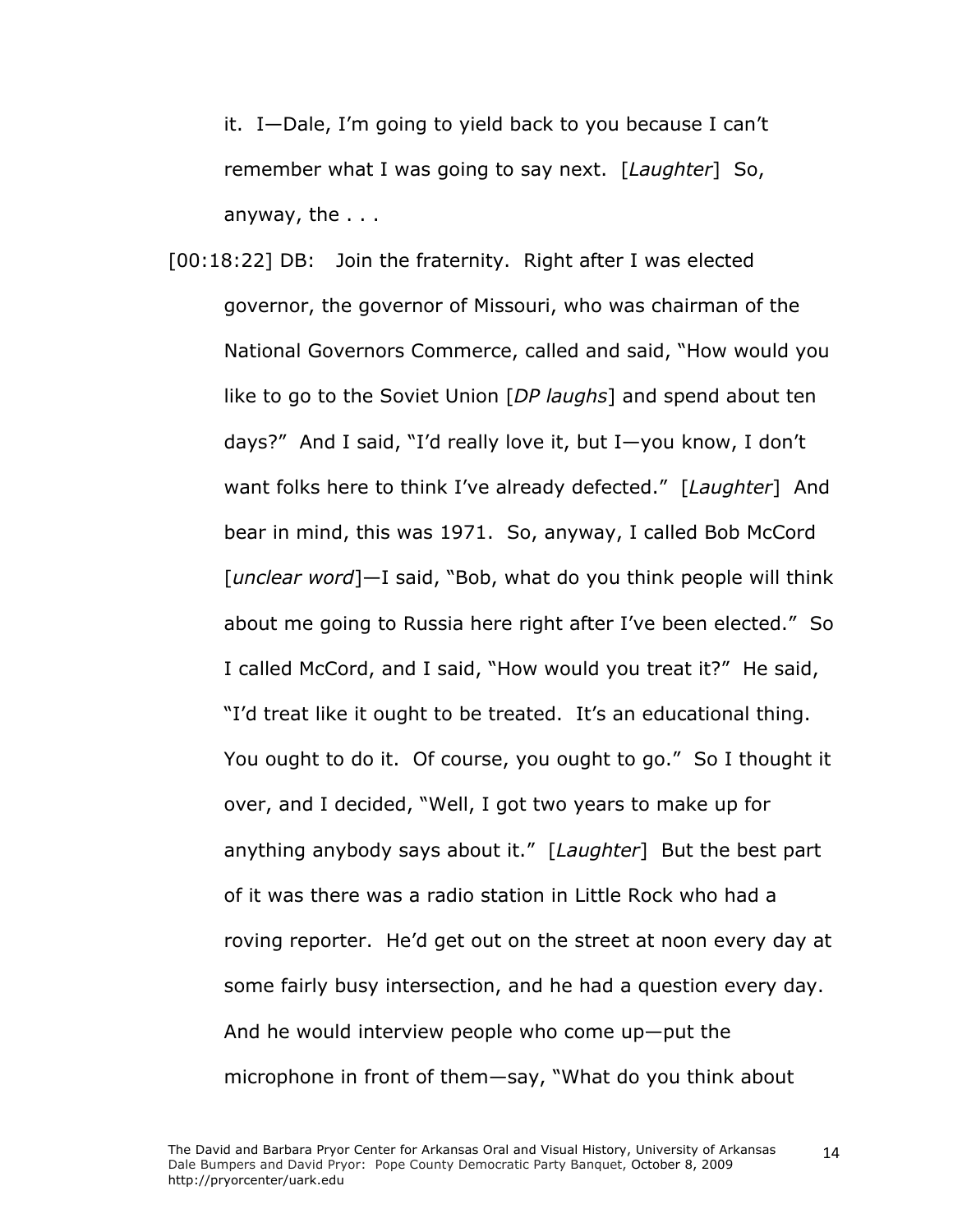it. I—Dale, I'm going to yield back to you because I can't remember what I was going to say next. [*Laughter*] So, anyway, the . . .

[00:18:22] DB: Join the fraternity. Right after I was elected governor, the governor of Missouri, who was chairman of the National Governors Commerce, called and said, "How would you like to go to the Soviet Union [*DP laughs*] and spend about ten days?" And I said, "I'd really love it, but I—you know, I don't want folks here to think I've already defected." [*Laughter*] And bear in mind, this was 1971. So, anyway, I called Bob McCord [*unclear word*]—I said, "Bob, what do you think people will think about me going to Russia here right after I've been elected." So I called McCord, and I said, "How would you treat it?" He said, "I'd treat like it ought to be treated. It's an educational thing. You ought to do it. Of course, you ought to go." So I thought it over, and I decided, "Well, I got two years to make up for anything anybody says about it." [*Laughter*] But the best part of it was there was a radio station in Little Rock who had a roving reporter. He'd get out on the street at noon every day at some fairly busy intersection, and he had a question every day. And he would interview people who come up—put the microphone in front of them—say, "What do you think about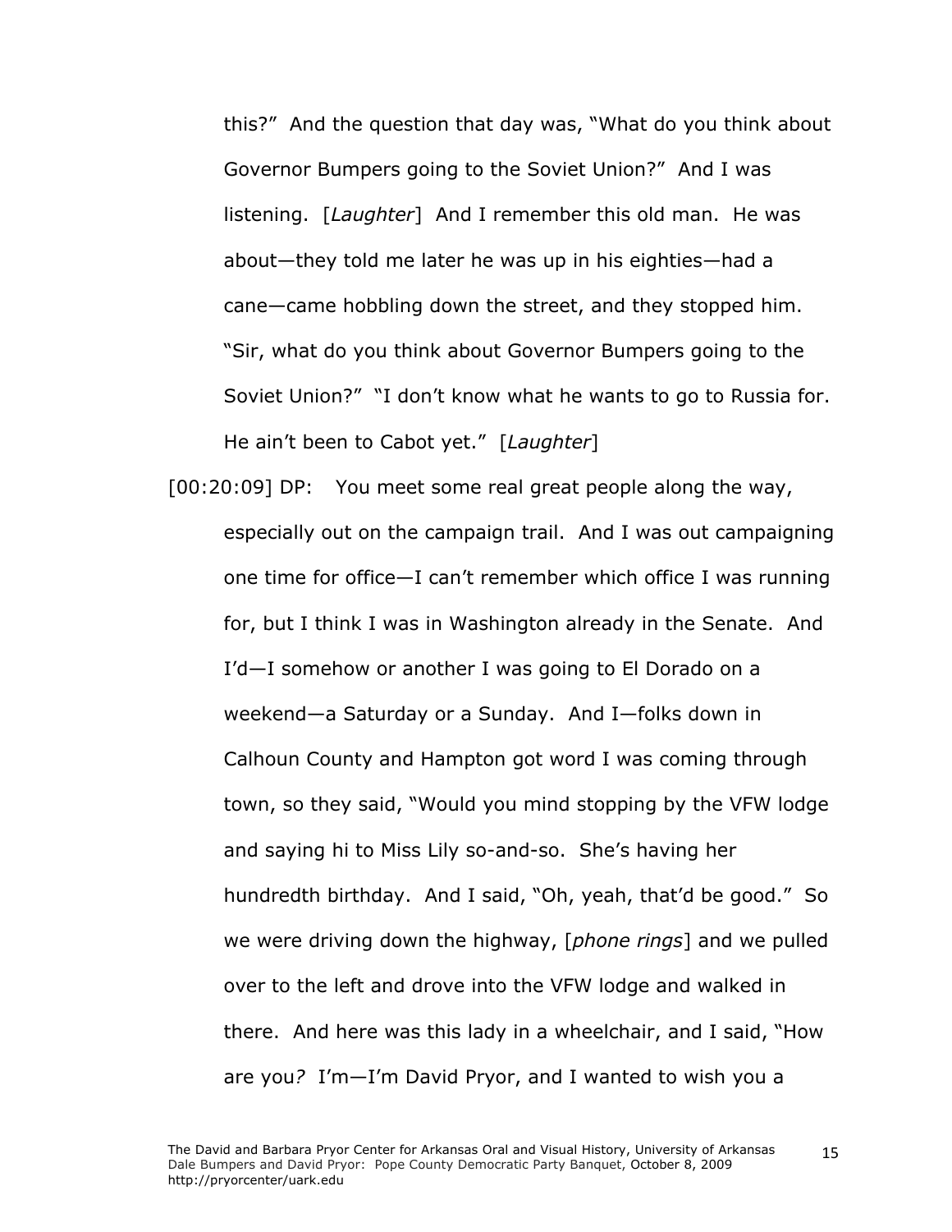this?" And the question that day was, "What do you think about Governor Bumpers going to the Soviet Union?" And I was listening. [*Laughter*] And I remember this old man. He was about—they told me later he was up in his eighties—had a cane—came hobbling down the street, and they stopped him. "Sir, what do you think about Governor Bumpers going to the Soviet Union?" "I don't know what he wants to go to Russia for. He ain't been to Cabot yet." [*Laughter*]

[00:20:09] DP: You meet some real great people along the way, especially out on the campaign trail. And I was out campaigning one time for office—I can't remember which office I was running for, but I think I was in Washington already in the Senate. And I'd—I somehow or another I was going to El Dorado on a weekend—a Saturday or a Sunday. And I—folks down in Calhoun County and Hampton got word I was coming through town, so they said, "Would you mind stopping by the VFW lodge and saying hi to Miss Lily so-and-so. She's having her hundredth birthday. And I said, "Oh, yeah, that'd be good." So we were driving down the highway, [*phone rings*] and we pulled over to the left and drove into the VFW lodge and walked in there. And here was this lady in a wheelchair, and I said, "How are you? I'm—I'm David Pryor, and I wanted to wish you a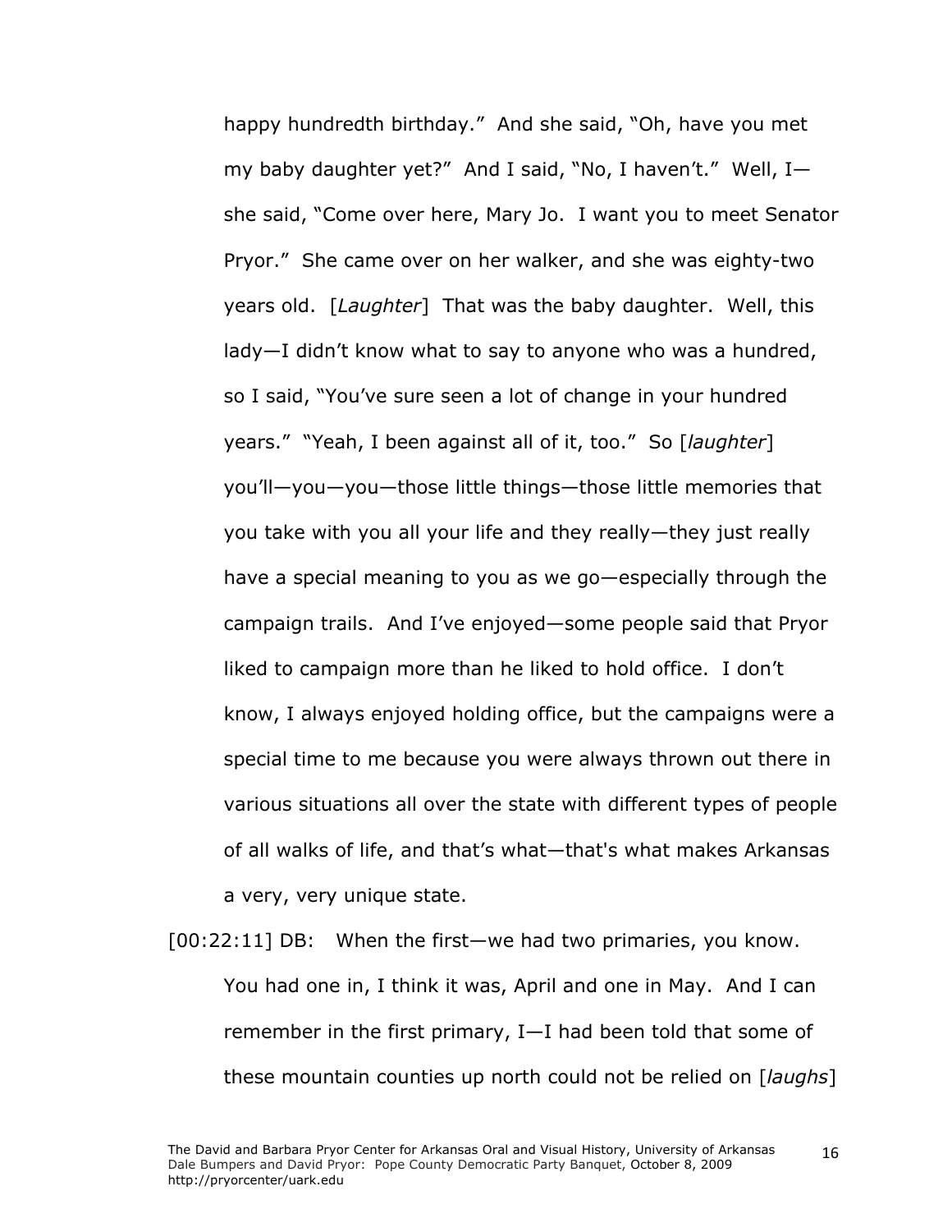happy hundredth birthday." And she said, "Oh, have you met my baby daughter yet?" And I said, "No, I haven't." Well, I—she said, "Come over here, Mary Jo. I want you to meet Senator Pryor." She came over on her walker, and she was eighty-two years old. [*Laughter*] That was the baby daughter. Well, this lady—I didn't know what to say to anyone who was a hundred, so I said, "You've sure seen a lot of change in your hundred years." "Yeah, I been against all of it, too." So [*laughter*] you'll—you—you—those little things—those little memories that you take with you all your life and they really—they just really have a special meaning to you as we go—especially through the campaign trails. And I've enjoyed—some people said that Pryor liked to campaign more than he liked to hold office. I don't know, I always enjoyed holding office, but the campaigns were a special time to me because you were always thrown out there in various situations all over the state with different types of people of all walks of life, and that's what—that's what makes Arkansas a very, very unique state.

[00:22:11] DB: When the first—we had two primaries, you know. You had one in, I think it was, April and one in May. And I can remember in the first primary, I—I had been told that some of these mountain counties up north could not be relied on [*laughs*]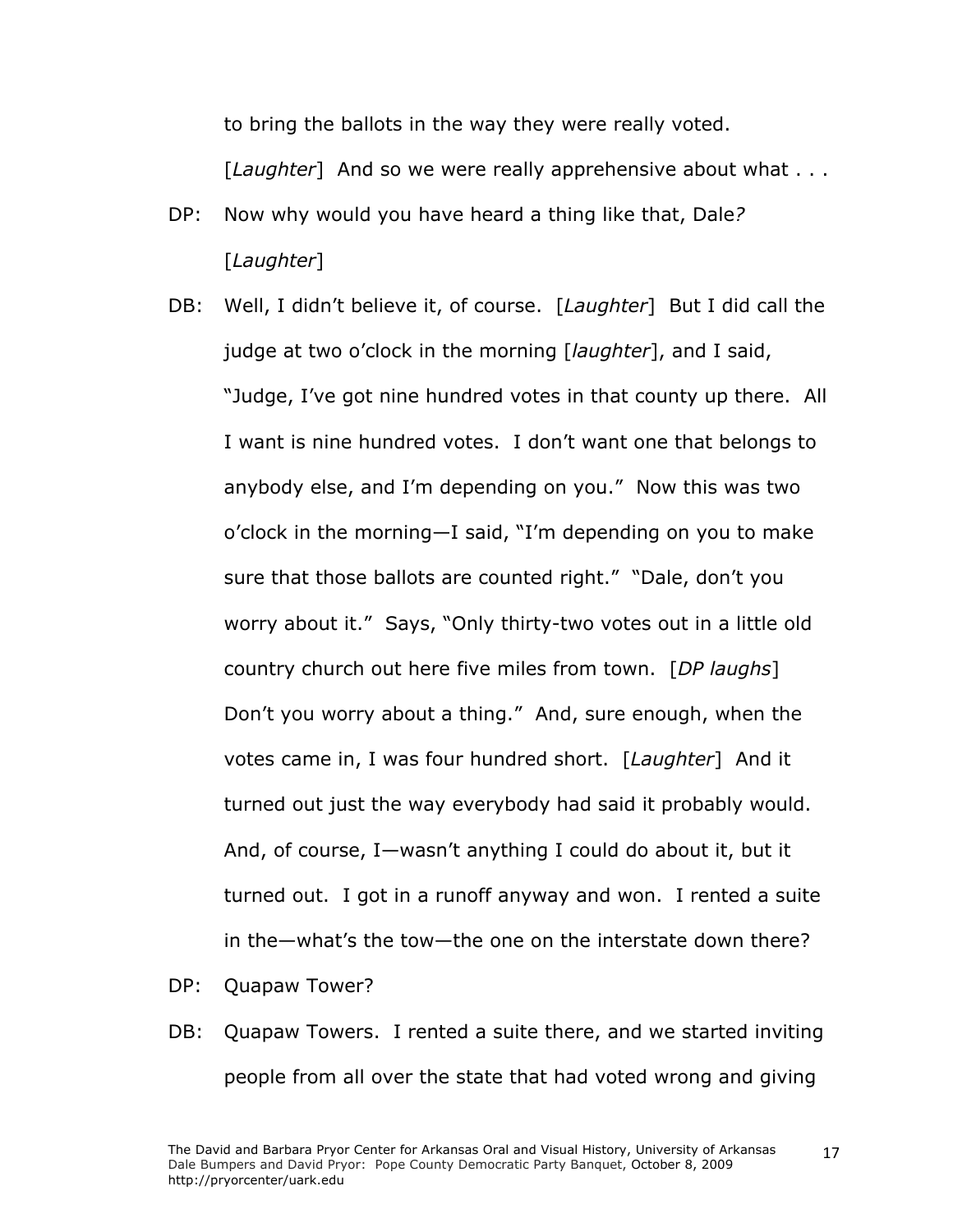to bring the ballots in the way they were really voted. [*Laughter*] And so we were really apprehensive about what . . .

DP: Now why would you have heard a thing like that, Dale*?* [*Laughter*]

DB: Well, I didn't believe it, of course. [*Laughter*] But I did call the judge at two o'clock in the morning [*laughter*], and I said, "Judge, I've got nine hundred votes in that county up there. All I want is nine hundred votes. I don't want one that belongs to anybody else, and I'm depending on you." Now this was two o'clock in the morning—I said, "I'm depending on you to make sure that those ballots are counted right." "Dale, don't you worry about it." Says, "Only thirty-two votes out in a little old country church out here five miles from town. [*DP laughs*] Don't you worry about a thing." And, sure enough, when the votes came in, I was four hundred short. [*Laughter*] And it turned out just the way everybody had said it probably would. And, of course, I—wasn't anything I could do about it, but it turned out. I got in a runoff anyway and won. I rented a suite in the—what's the tow—the one on the interstate down there?

DP: Quapaw Tower?

DB: Quapaw Towers. I rented a suite there, and we started inviting people from all over the state that had voted wrong and giving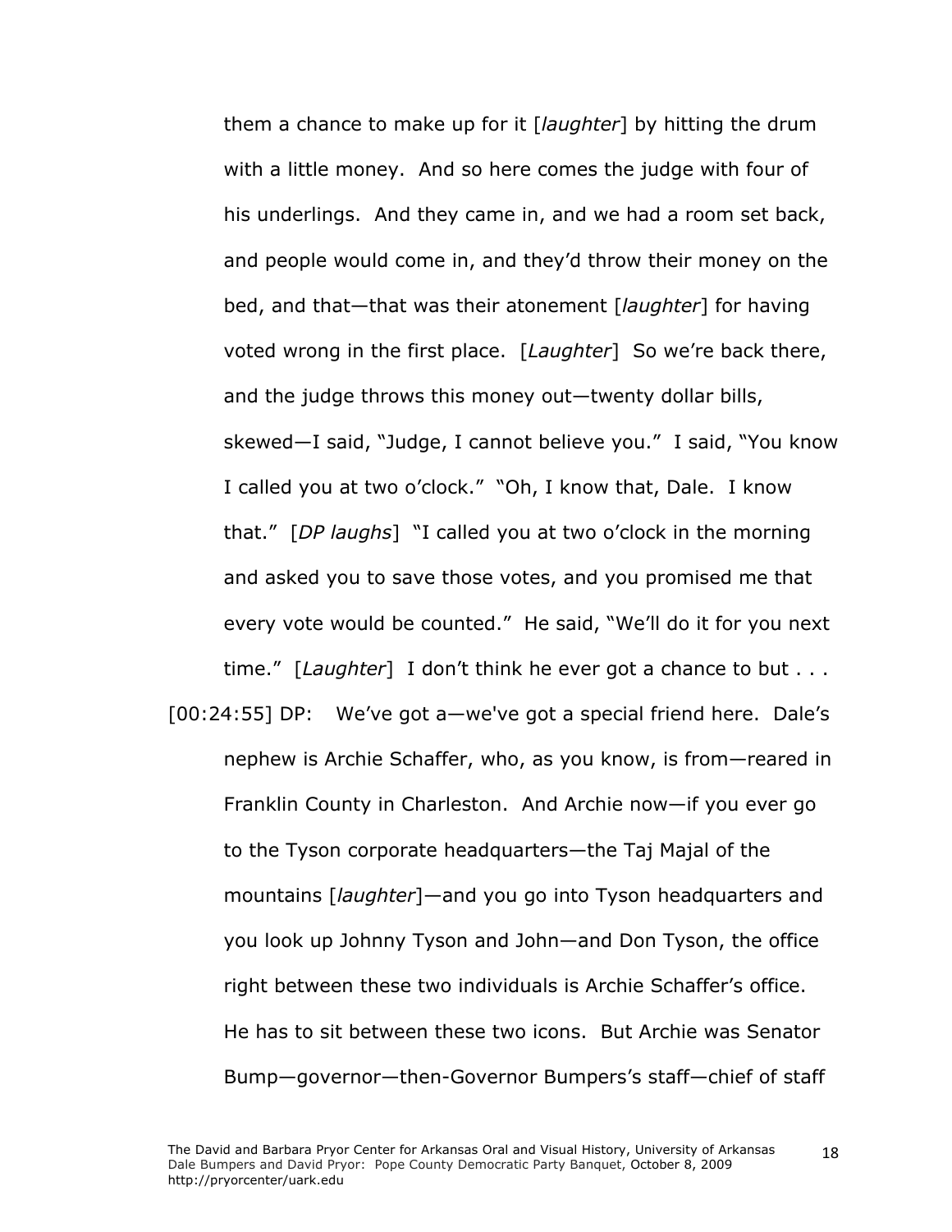them a chance to make up for it [*laughter*] by hitting the drum with a little money. And so here comes the judge with four of his underlings. And they came in, and we had a room set back, and people would come in, and they'd throw their money on the bed, and that—that was their atonement [*laughter*] for having voted wrong in the first place. [*Laughter*] So we're back there, and the judge throws this money out—twenty dollar bills, skewed—I said, "Judge, I cannot believe you." I said, "You know I called you at two o'clock." "Oh, I know that, Dale. I know that." [*DP laughs*] "I called you at two o'clock in the morning and asked you to save those votes, and you promised me that every vote would be counted." He said, "We'll do it for you next time." [*Laughter*] I don't think he ever got a chance to but . . .

[00:24:55] DP: We've got a—we've got a special friend here. Dale's nephew is Archie Schaffer, who, as you know, is from—reared in Franklin County in Charleston. And Archie now—if you ever go to the Tyson corporate headquarters—the Taj Majal of the mountains [*laughter*]—and you go into Tyson headquarters and you look up Johnny Tyson and John—and Don Tyson, the office right between these two individuals is Archie Schaffer's office. He has to sit between these two icons. But Archie was Senator Bump—governor—then-Governor Bumpers's staff—chief of staff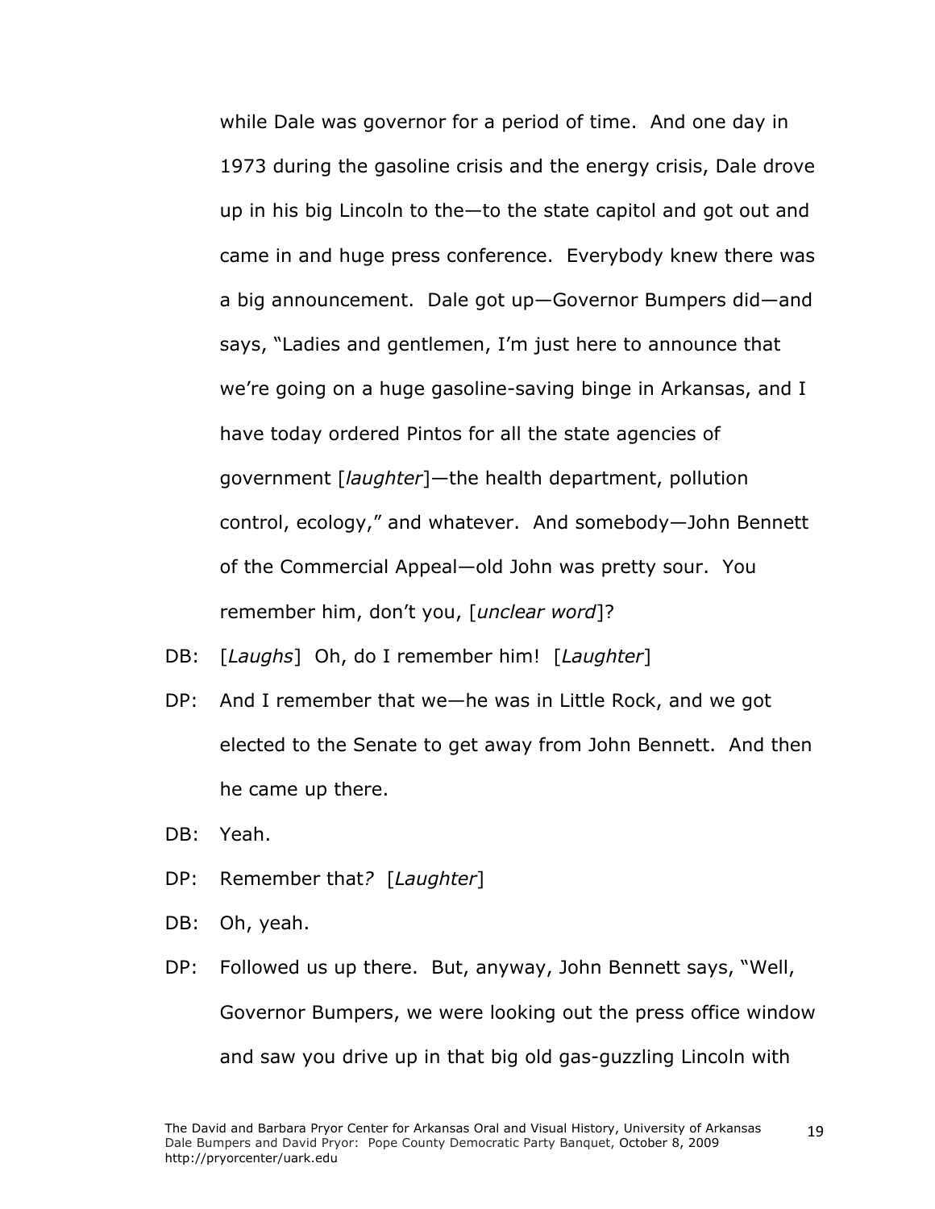while Dale was governor for a period of time. And one day in 1973 during the gasoline crisis and the energy crisis, Dale drove up in his big Lincoln to the—to the state capitol and got out and came in and huge press conference. Everybody knew there was a big announcement. Dale got up—Governor Bumpers did—and says, "Ladies and gentlemen, I'm just here to announce that we're going on a huge gasoline-saving binge in Arkansas, and I have today ordered Pintos for all the state agencies of government [*laughter*]—the health department, pollution control, ecology," and whatever. And somebody—John Bennett of the Commercial Appeal—old John was pretty sour. You remember him, don't you, [*unclear word*]?

DB: [*Laughs*] Oh, do I remember him! [*Laughter*]

DP: And I remember that we—he was in Little Rock, and we got elected to the Senate to get away from John Bennett. And then he came up there.

DB: Yeah.

DP: Remember that? [*Laughter*]

DB: Oh, yeah.

DP: Followed us up there. But, anyway, John Bennett says, "Well, Governor Bumpers, we were looking out the press office window and saw you drive up in that big old gas-guzzling Lincoln with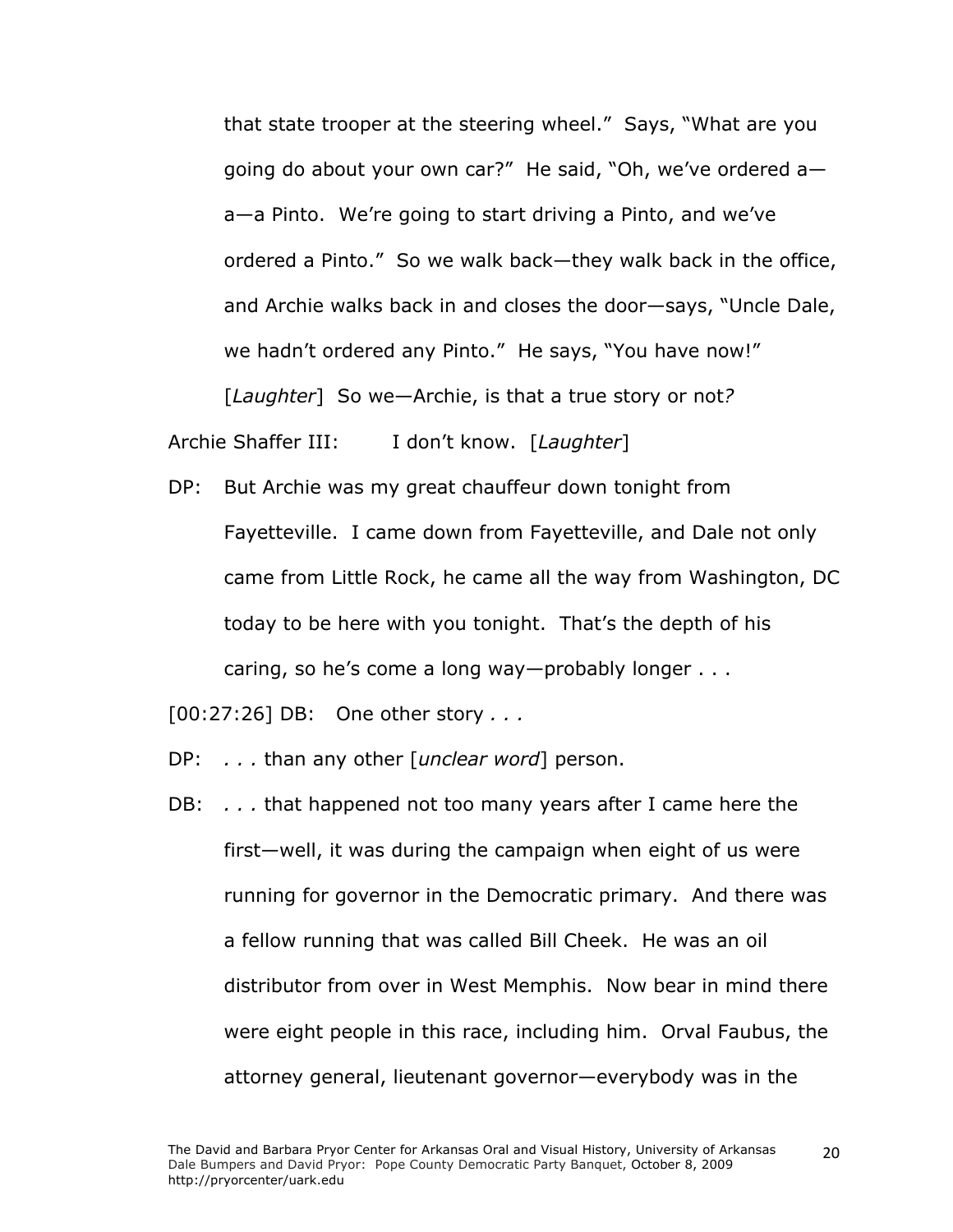that state trooper at the steering wheel." Says, "What are you going do about your own car?" He said, "Oh, we've ordered a—a—a Pinto. We're going to start driving a Pinto, and we've ordered a Pinto." So we walk back—they walk back in the office, and Archie walks back in and closes the door—says, "Uncle Dale, we hadn't ordered any Pinto." He says, "You have now!" [*Laughter*] So we—Archie, is that a true story or not?

Archie Shaffer III: I don't know. [*Laughter*]

DP: But Archie was my great chauffeur down tonight from Fayetteville. I came down from Fayetteville, and Dale not only came from Little Rock, he came all the way from Washington, DC today to be here with you tonight. That's the depth of his caring, so he's come a long way—probably longer . . .

[00:27:26] DB: One other story *. . .*

DP: *. . .* than any other [*unclear word*] person.

DB: *. . .* that happened not too many years after I came here the first—well, it was during the campaign when eight of us were running for governor in the Democratic primary. And there was a fellow running that was called Bill Cheek. He was an oil distributor from over in West Memphis. Now bear in mind there were eight people in this race, including him. Orval Faubus, the attorney general, lieutenant governor—everybody was in the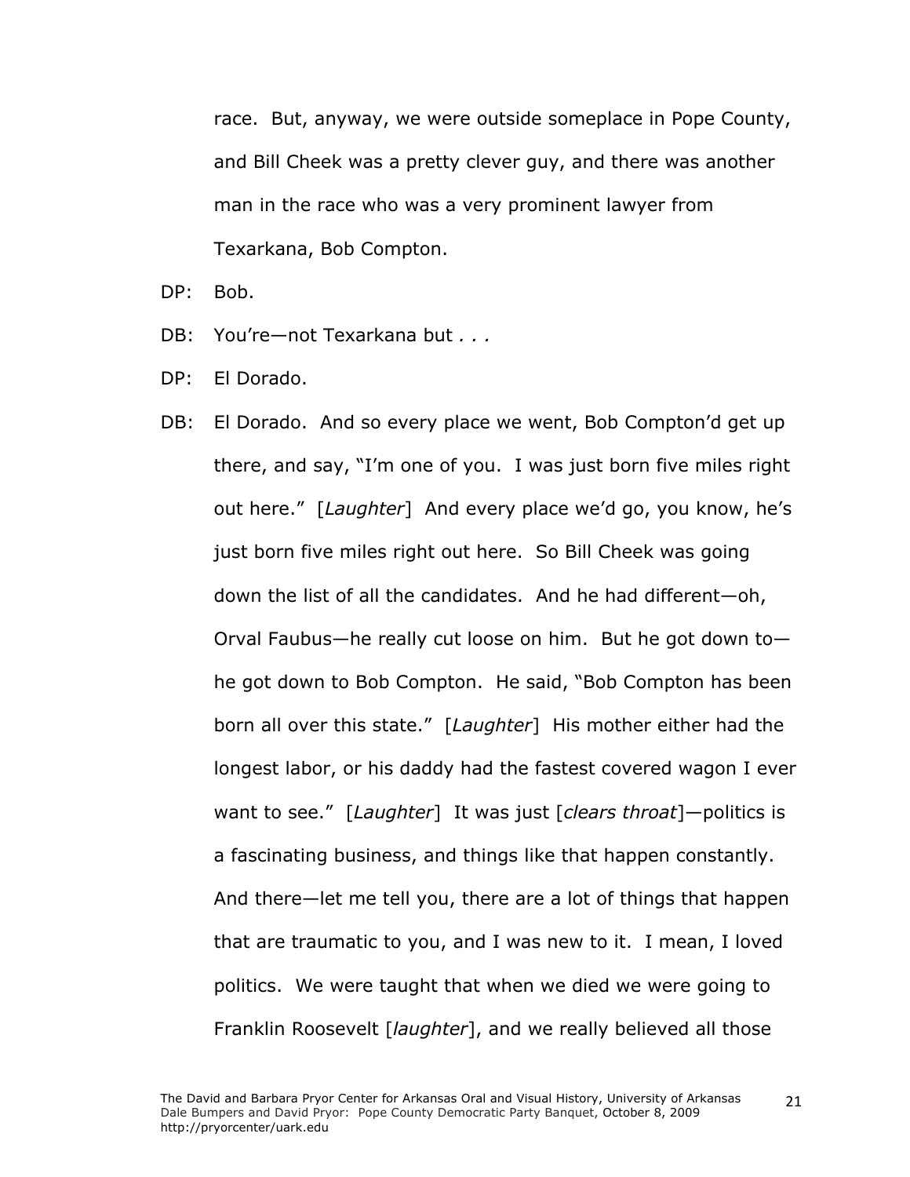race. But, anyway, we were outside someplace in Pope County, and Bill Cheek was a pretty clever guy, and there was another man in the race who was a very prominent lawyer from Texarkana, Bob Compton.

DP: Bob.

DB: You're—not Texarkana but *. . .*

DP: El Dorado.

DB: El Dorado. And so every place we went, Bob Compton'd get up there, and say, "I'm one of you. I was just born five miles right out here." [*Laughter*] And every place we'd go, you know, he's just born five miles right out here. So Bill Cheek was going down the list of all the candidates. And he had different—oh, Orval Faubus—he really cut loose on him. But he got down to—he got down to Bob Compton. He said, "Bob Compton has been born all over this state." [*Laughter*] His mother either had the longest labor, or his daddy had the fastest covered wagon I ever want to see." [*Laughter*] It was just [*clears throat*]—politics is a fascinating business, and things like that happen constantly. And there—let me tell you, there are a lot of things that happen that are traumatic to you, and I was new to it. I mean, I loved politics. We were taught that when we died we were going to Franklin Roosevelt [*laughter*], and we really believed all those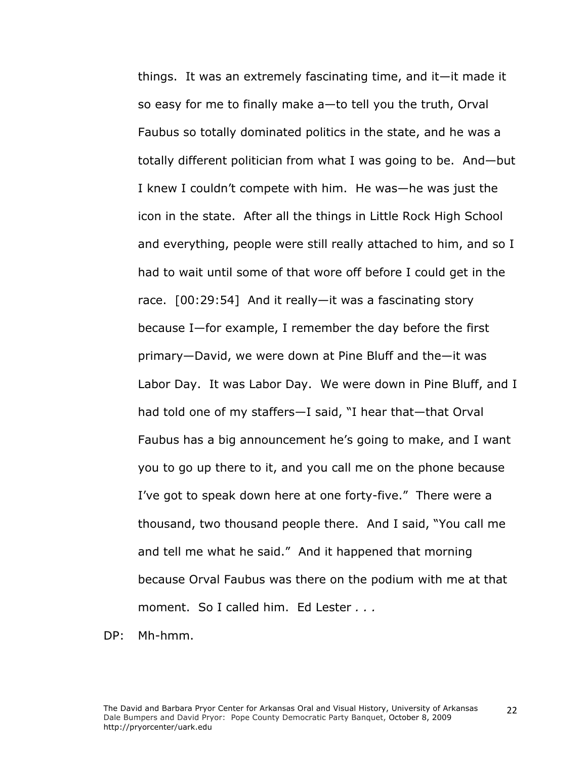things. It was an extremely fascinating time, and it—it made it so easy for me to finally make a—to tell you the truth, Orval Faubus so totally dominated politics in the state, and he was a totally different politician from what I was going to be. And—but I knew I couldn't compete with him. He was—he was just the icon in the state. After all the things in Little Rock High School and everything, people were still really attached to him, and so I had to wait until some of that wore off before I could get in the race. [00:29:54] And it really—it was a fascinating story because I—for example, I remember the day before the first primary—David, we were down at Pine Bluff and the—it was Labor Day. It was Labor Day. We were down in Pine Bluff, and I had told one of my staffers—I said, "I hear that—that Orval Faubus has a big announcement he's going to make, and I want you to go up there to it, and you call me on the phone because I've got to speak down here at one forty-five." There were a thousand, two thousand people there. And I said, "You call me and tell me what he said." And it happened that morning because Orval Faubus was there on the podium with me at that moment. So I called him. Ed Lester *. . .*

DP: Mh-hmm.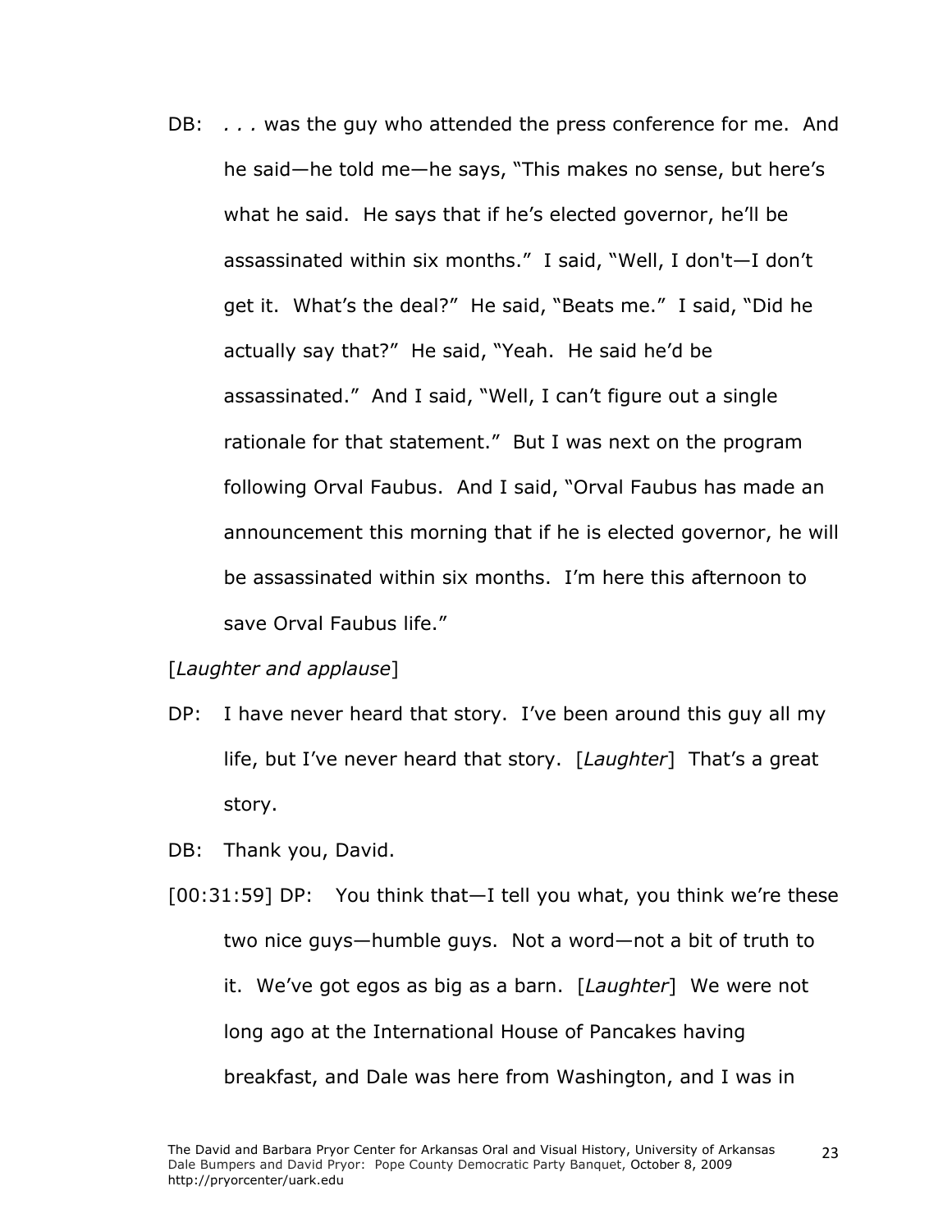DB: . . . was the guy who attended the press conference for me. And he said—he told me—he says, "This makes no sense, but here's what he said. He says that if he's elected governor, he'll be assassinated within six months." I said, "Well, I don't—I don't get it. What's the deal?" He said, "Beats me." I said, "Did he actually say that?" He said, "Yeah. He said he'd be assassinated." And I said, "Well, I can't figure out a single rationale for that statement." But I was next on the program following Orval Faubus. And I said, "Orval Faubus has made an announcement this morning that if he is elected governor, he will be assassinated within six months. I'm here this afternoon to save Orval Faubus life."

[*Laughter and applause*]

DP: I have never heard that story. I've been around this guy all my life, but I've never heard that story. [*Laughter*] That's a great story.

DB: Thank you, David.

[00:31:59] DP: You think that—I tell you what, you think we're these two nice guys—humble guys. Not a word—not a bit of truth to it. We've got egos as big as a barn. [*Laughter*] We were not long ago at the International House of Pancakes having breakfast, and Dale was here from Washington, and I was in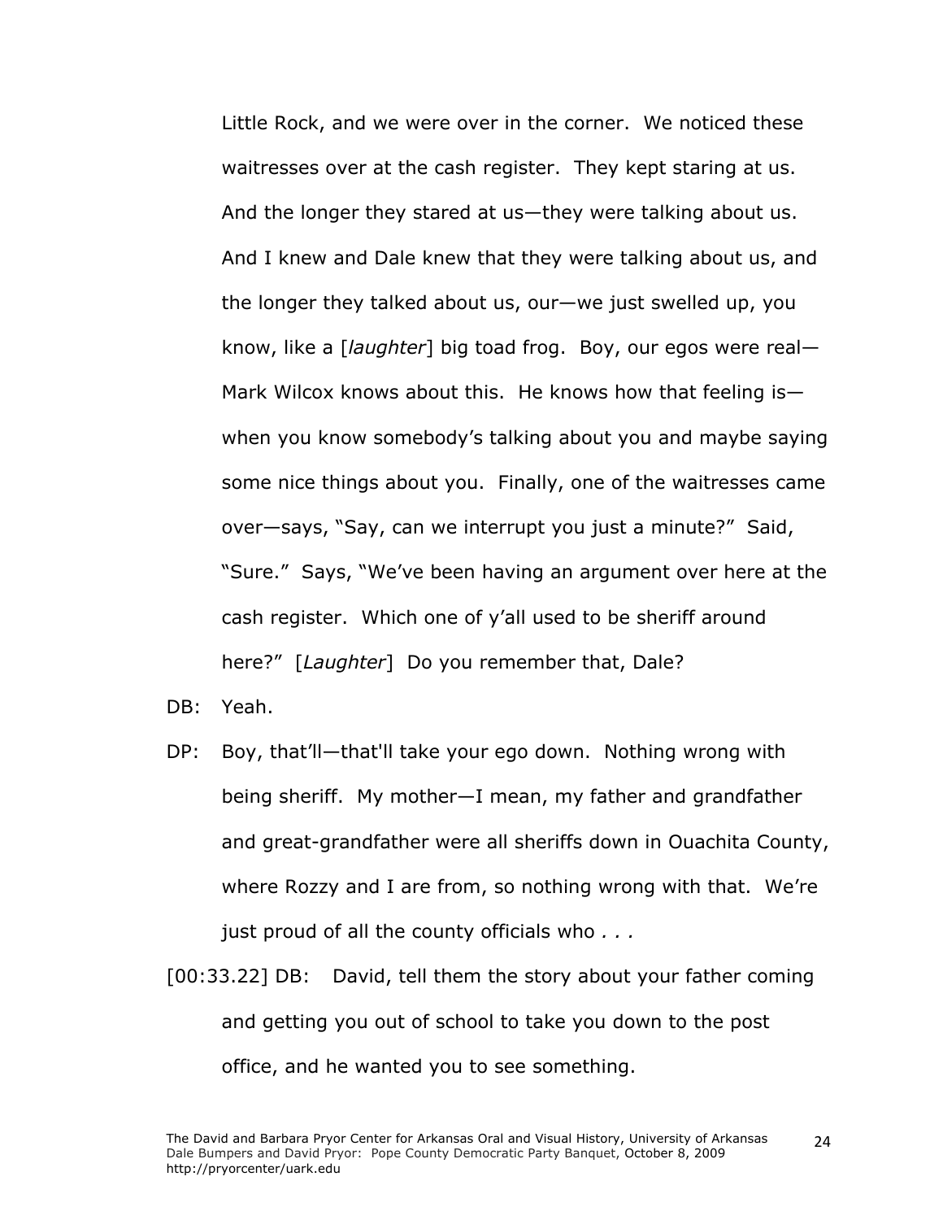Little Rock, and we were over in the corner. We noticed these waitresses over at the cash register. They kept staring at us. And the longer they stared at us—they were talking about us. And I knew and Dale knew that they were talking about us, and the longer they talked about us, our—we just swelled up, you know, like a [*laughter*] big toad frog. Boy, our egos were real—Mark Wilcox knows about this. He knows how that feeling is—when you know somebody's talking about you and maybe saying some nice things about you. Finally, one of the waitresses came over—says, "Say, can we interrupt you just a minute?" Said, "Sure." Says, "We've been having an argument over here at the cash register. Which one of y'all used to be sheriff around here?" [*Laughter*] Do you remember that, Dale?

DB: Yeah.

DP: Boy, that'll—that'll take your ego down. Nothing wrong with being sheriff. My mother—I mean, my father and grandfather and great-grandfather were all sheriffs down in Ouachita County, where Rozzy and I are from, so nothing wrong with that. We're just proud of all the county officials who *. . .*

[00:33.22] DB: David, tell them the story about your father coming and getting you out of school to take you down to the post office, and he wanted you to see something.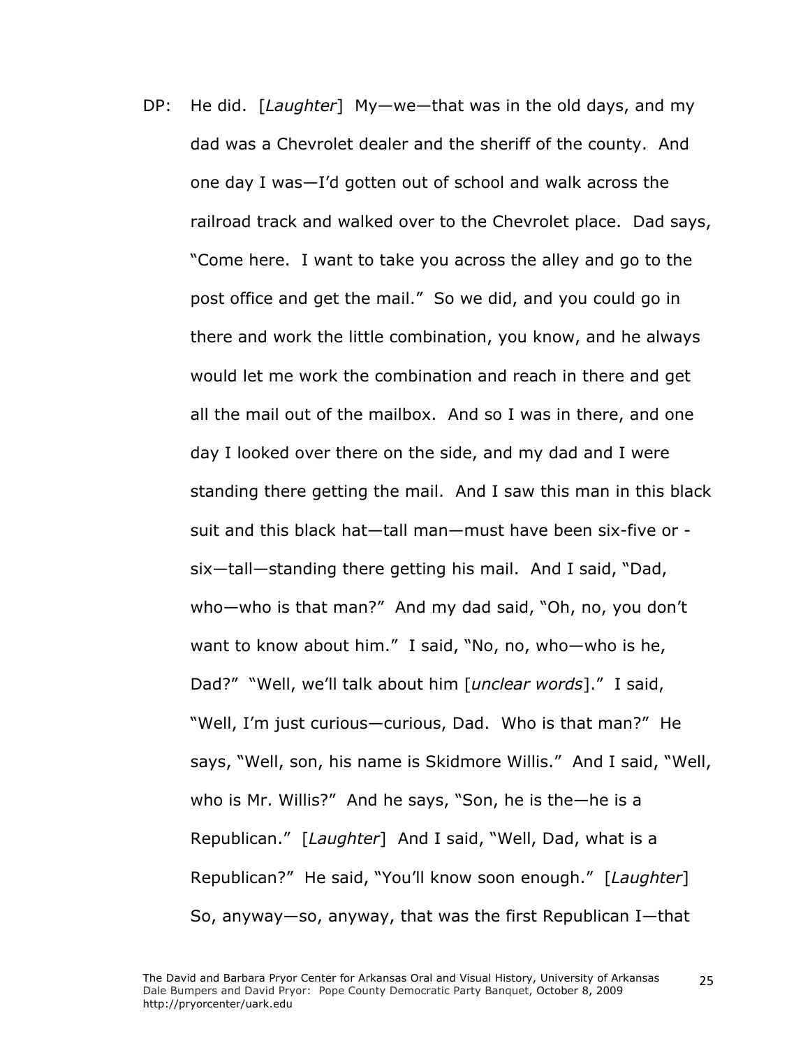DP: He did. [*Laughter*] My—we—that was in the old days, and my dad was a Chevrolet dealer and the sheriff of the county. And one day I was—I'd gotten out of school and walk across the railroad track and walked over to the Chevrolet place. Dad says, "Come here. I want to take you across the alley and go to the post office and get the mail." So we did, and you could go in there and work the little combination, you know, and he always would let me work the combination and reach in there and get all the mail out of the mailbox. And so I was in there, and one day I looked over there on the side, and my dad and I were standing there getting the mail. And I saw this man in this black suit and this black hat—tall man—must have been six-five or -six—tall—standing there getting his mail. And I said, "Dad, who—who is that man?" And my dad said, "Oh, no, you don't want to know about him." I said, "No, no, who—who is he, Dad?" "Well, we'll talk about him [*unclear words*]." I said, "Well, I'm just curious—curious, Dad. Who is that man?" He says, "Well, son, his name is Skidmore Willis." And I said, "Well, who is Mr. Willis?" And he says, "Son, he is the—he is a Republican." [*Laughter*] And I said, "Well, Dad, what is a Republican?" He said, "You'll know soon enough." [*Laughter*] So, anyway—so, anyway, that was the first Republican I—that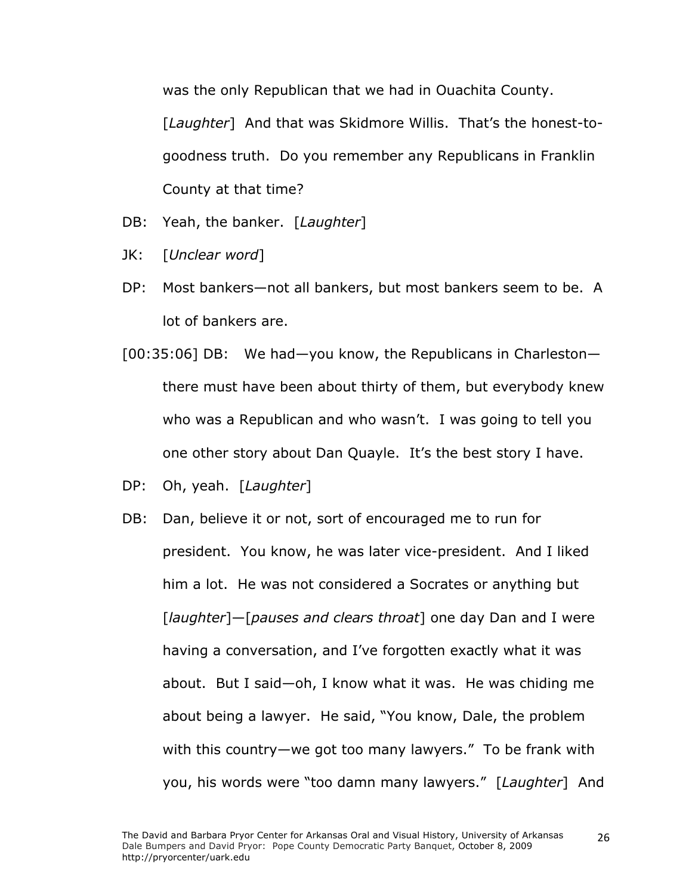was the only Republican that we had in Ouachita County. [*Laughter*] And that was Skidmore Willis. That's the honest-to-goodness truth. Do you remember any Republicans in Franklin County at that time?

DB: Yeah, the banker. [*Laughter*]

JK: [*Unclear word*]

DP: Most bankers—not all bankers, but most bankers seem to be. A lot of bankers are.

[00:35:06] DB: We had—you know, the Republicans in Charleston—there must have been about thirty of them, but everybody knew who was a Republican and who wasn't. I was going to tell you one other story about Dan Quayle. It's the best story I have.

DP: Oh, yeah. [*Laughter*]

DB: Dan, believe it or not, sort of encouraged me to run for president. You know, he was later vice-president. And I liked him a lot. He was not considered a Socrates or anything but [*laughter*]—[*pauses and clears throat*] one day Dan and I were having a conversation, and I've forgotten exactly what it was about. But I said—oh, I know what it was. He was chiding me about being a lawyer. He said, "You know, Dale, the problem with this country—we got too many lawyers." To be frank with you, his words were "too damn many lawyers." [*Laughter*] And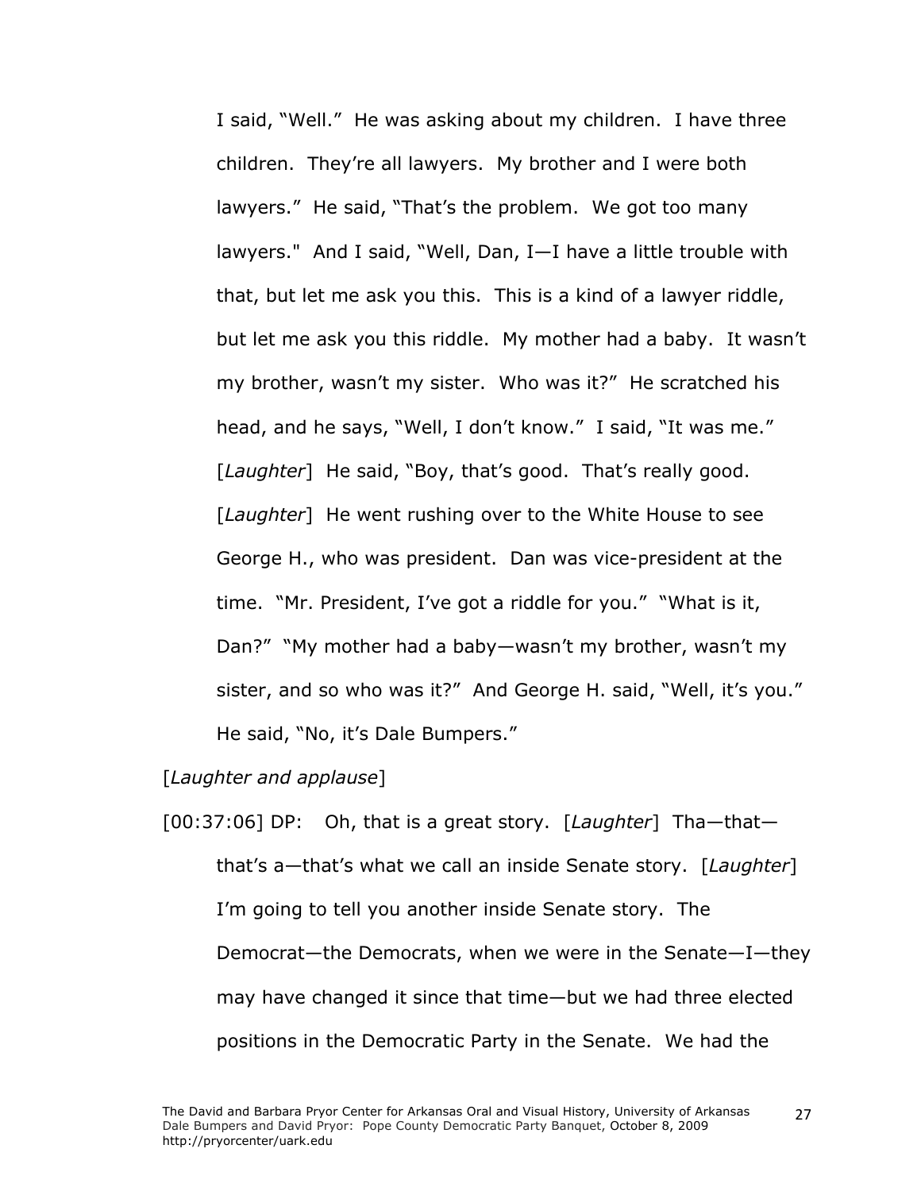I said, "Well." He was asking about my children. I have three children. They're all lawyers. My brother and I were both lawyers." He said, "That's the problem. We got too many lawyers." And I said, "Well, Dan, I—I have a little trouble with that, but let me ask you this. This is a kind of a lawyer riddle, but let me ask you this riddle. My mother had a baby. It wasn't my brother, wasn't my sister. Who was it?" He scratched his head, and he says, "Well, I don't know." I said, "It was me." [*Laughter*] He said, "Boy, that's good. That's really good. [*Laughter*] He went rushing over to the White House to see George H., who was president. Dan was vice-president at the time. "Mr. President, I've got a riddle for you." "What is it, Dan?" "My mother had a baby—wasn't my brother, wasn't my sister, and so who was it?" And George H. said, "Well, it's you." He said, "No, it's Dale Bumpers."

[*Laughter and applause*]

[00:37:06] DP: Oh, that is a great story. [*Laughter*] Tha—that—that's a—that's what we call an inside Senate story. [*Laughter*] I'm going to tell you another inside Senate story. The Democrat—the Democrats, when we were in the Senate—I—they may have changed it since that time—but we had three elected positions in the Democratic Party in the Senate. We had the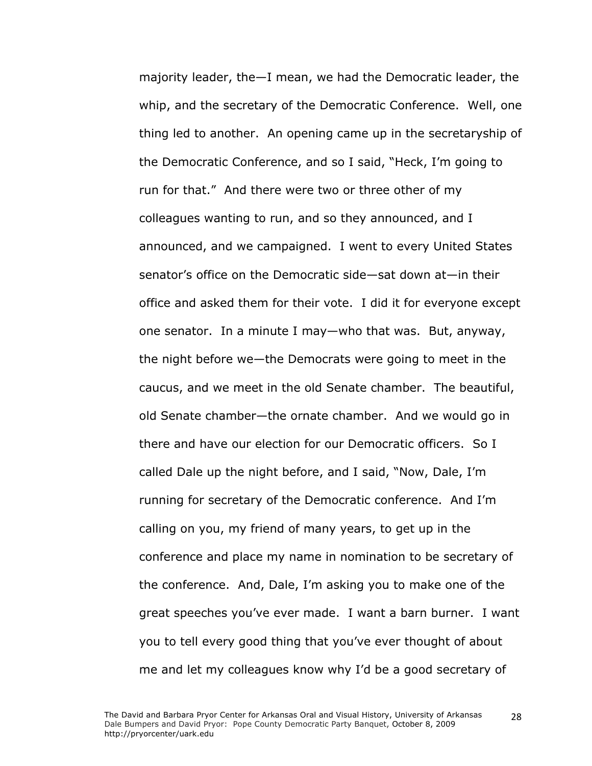majority leader, the—I mean, we had the Democratic leader, the whip, and the secretary of the Democratic Conference. Well, one thing led to another. An opening came up in the secretaryship of the Democratic Conference, and so I said, "Heck, I'm going to run for that." And there were two or three other of my colleagues wanting to run, and so they announced, and I announced, and we campaigned. I went to every United States senator's office on the Democratic side—sat down at—in their office and asked them for their vote. I did it for everyone except one senator. In a minute I may—who that was. But, anyway, the night before we—the Democrats were going to meet in the caucus, and we meet in the old Senate chamber. The beautiful, old Senate chamber—the ornate chamber. And we would go in there and have our election for our Democratic officers. So I called Dale up the night before, and I said, "Now, Dale, I'm running for secretary of the Democratic conference. And I'm calling on you, my friend of many years, to get up in the conference and place my name in nomination to be secretary of the conference. And, Dale, I'm asking you to make one of the great speeches you've ever made. I want a barn burner. I want you to tell every good thing that you've ever thought of about me and let my colleagues know why I'd be a good secretary of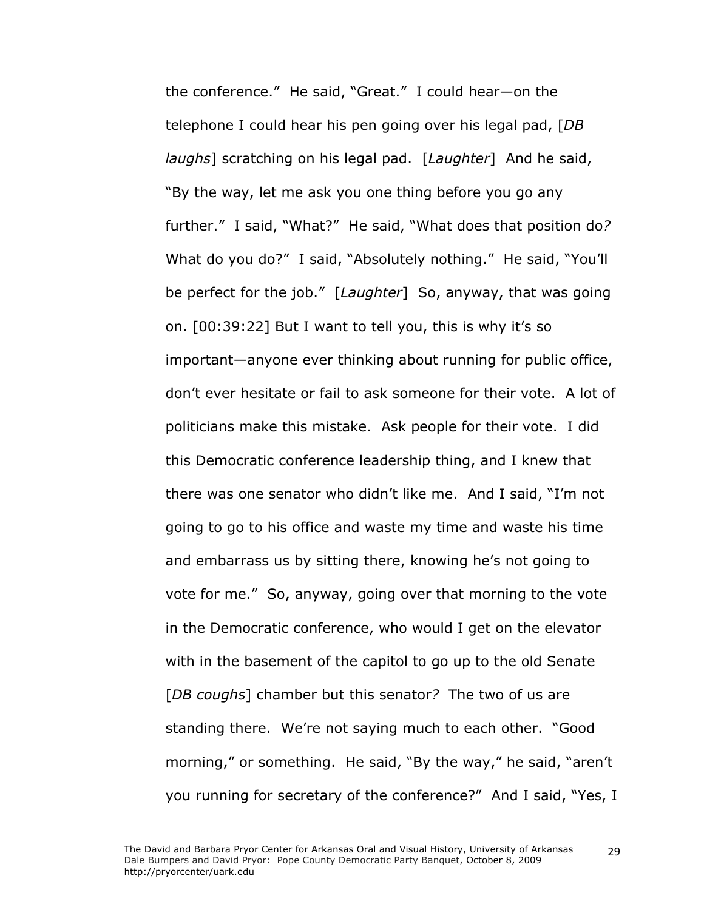the conference." He said, "Great." I could hear—on the telephone I could hear his pen going over his legal pad, [*DB laughs*] scratching on his legal pad. [*Laughter*] And he said, "By the way, let me ask you one thing before you go any further." I said, "What?" He said, "What does that position do*?* What do you do?" I said, "Absolutely nothing." He said, "You'll be perfect for the job." [*Laughter*] So, anyway, that was going on. [00:39:22] But I want to tell you, this is why it's so important—anyone ever thinking about running for public office, don't ever hesitate or fail to ask someone for their vote. A lot of politicians make this mistake. Ask people for their vote. I did this Democratic conference leadership thing, and I knew that there was one senator who didn't like me. And I said, "I'm not going to go to his office and waste my time and waste his time and embarrass us by sitting there, knowing he's not going to vote for me." So, anyway, going over that morning to the vote in the Democratic conference, who would I get on the elevator with in the basement of the capitol to go up to the old Senate [*DB coughs*] chamber but this senator*?* The two of us are standing there. We're not saying much to each other. "Good morning," or something. He said, "By the way," he said, "aren't you running for secretary of the conference?" And I said, "Yes, I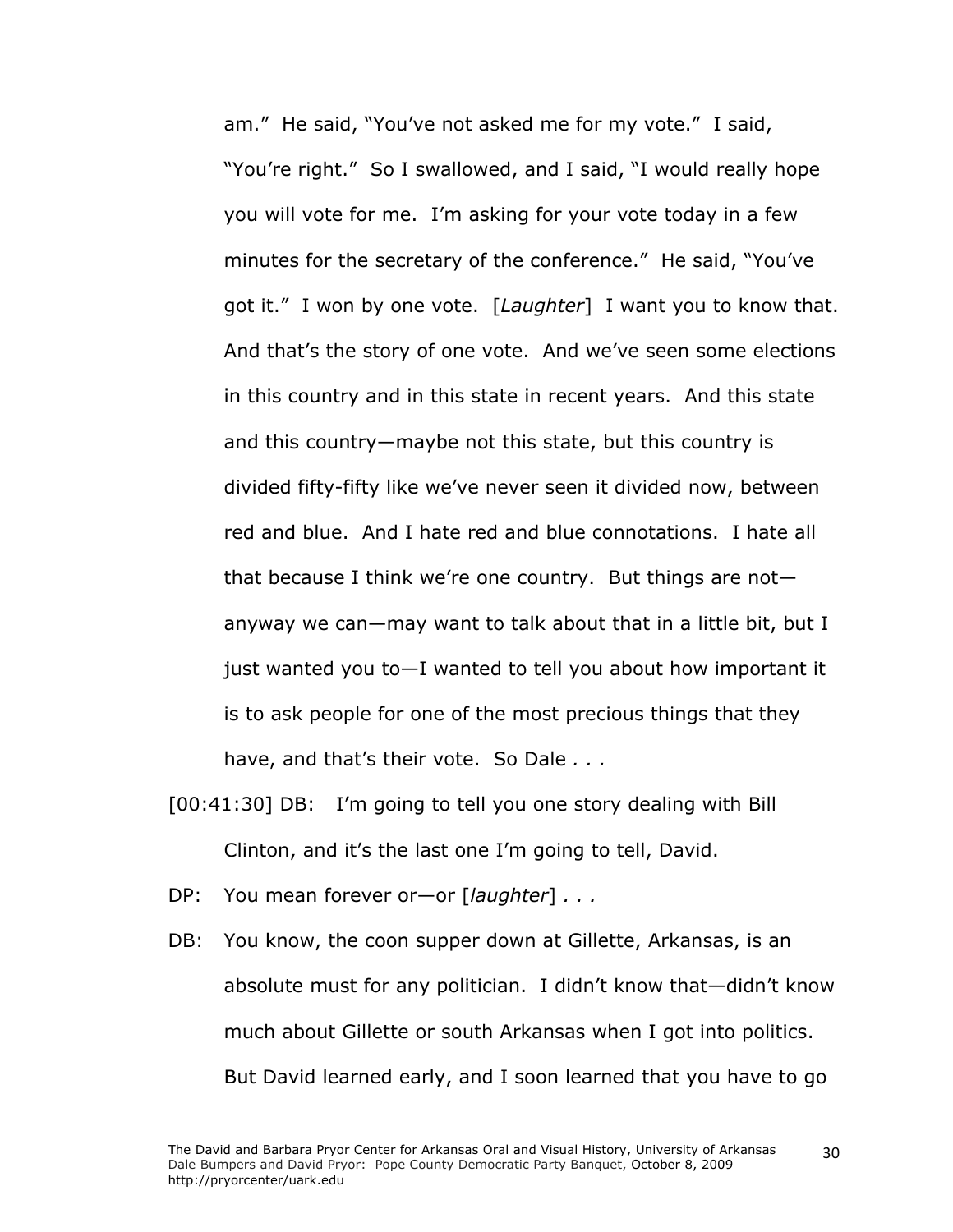am." He said, "You've not asked me for my vote." I said, "You're right." So I swallowed, and I said, "I would really hope you will vote for me. I'm asking for your vote today in a few minutes for the secretary of the conference." He said, "You've got it." I won by one vote. [*Laughter*] I want you to know that. And that's the story of one vote. And we've seen some elections in this country and in this state in recent years. And this state and this country—maybe not this state, but this country is divided fifty-fifty like we've never seen it divided now, between red and blue. And I hate red and blue connotations. I hate all that because I think we're one country. But things are not—anyway we can—may want to talk about that in a little bit, but I just wanted you to—I wanted to tell you about how important it is to ask people for one of the most precious things that they have, and that's their vote. So Dale *. . .*

[00:41:30] DB: I'm going to tell you one story dealing with Bill Clinton, and it's the last one I'm going to tell, David.

DP: You mean forever or—or [*laughter*] *. . .*

DB: You know, the coon supper down at Gillette, Arkansas, is an absolute must for any politician. I didn't know that—didn't know much about Gillette or south Arkansas when I got into politics. But David learned early, and I soon learned that you have to go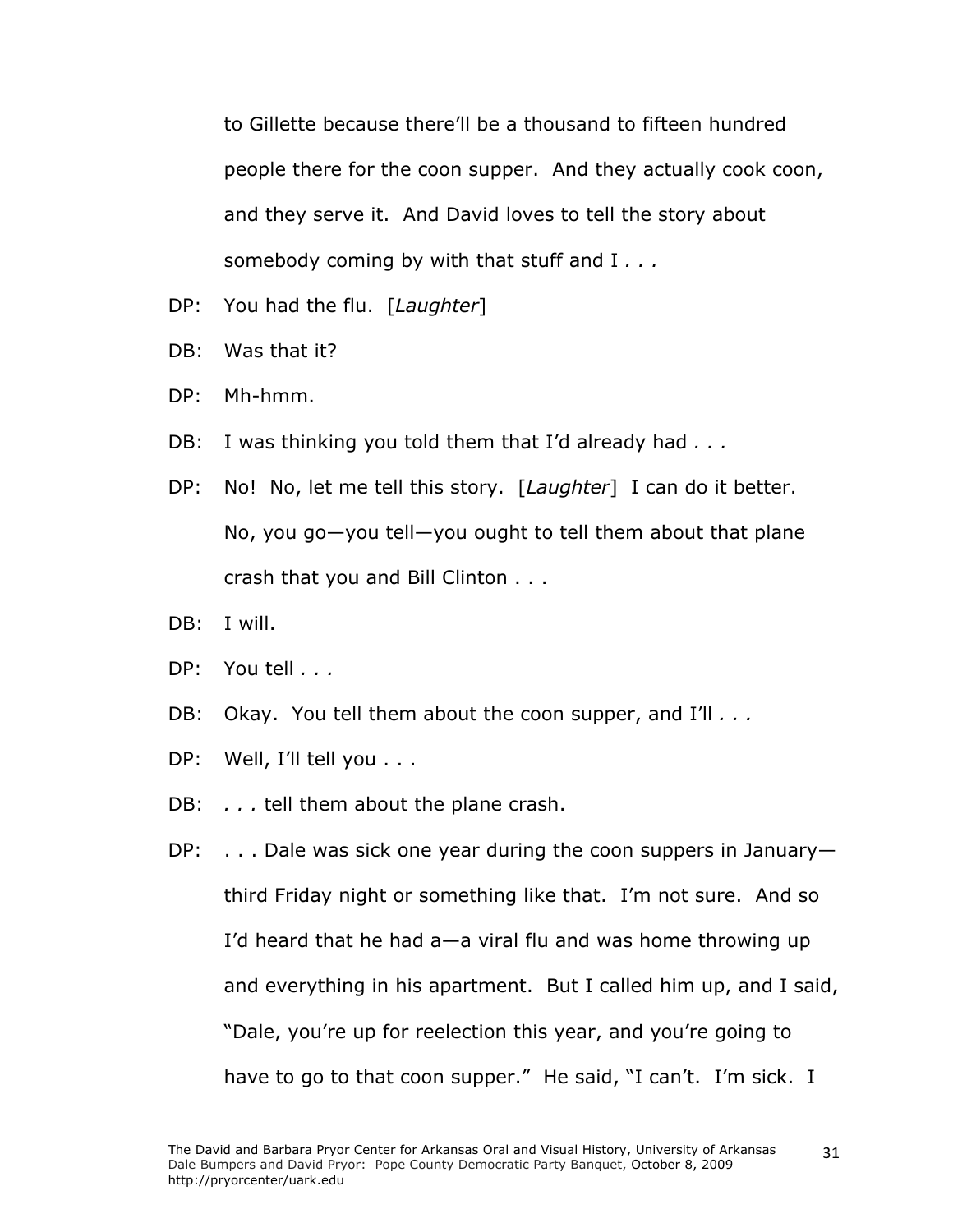to Gillette because there'll be a thousand to fifteen hundred people there for the coon supper. And they actually cook coon, and they serve it. And David loves to tell the story about somebody coming by with that stuff and I *. . .*

DP: You had the flu. [*Laughter*]

DB: Was that it?

DP: Mh-hmm.

DB: I was thinking you told them that I'd already had *. . .*

DP: No! No, let me tell this story. [*Laughter*] I can do it better. No, you go—you tell—you ought to tell them about that plane crash that you and Bill Clinton . . .

DB: I will.

DP: You tell *. . .*

DB: Okay. You tell them about the coon supper, and I'll *. . .*

DP: Well, I'll tell you . . .

DB: *. . .* tell them about the plane crash.

DP: . . . Dale was sick one year during the coon suppers in January—third Friday night or something like that. I'm not sure. And so I'd heard that he had a—a viral flu and was home throwing up and everything in his apartment. But I called him up, and I said, "Dale, you're up for reelection this year, and you're going to have to go to that coon supper." He said, "I can't. I'm sick. I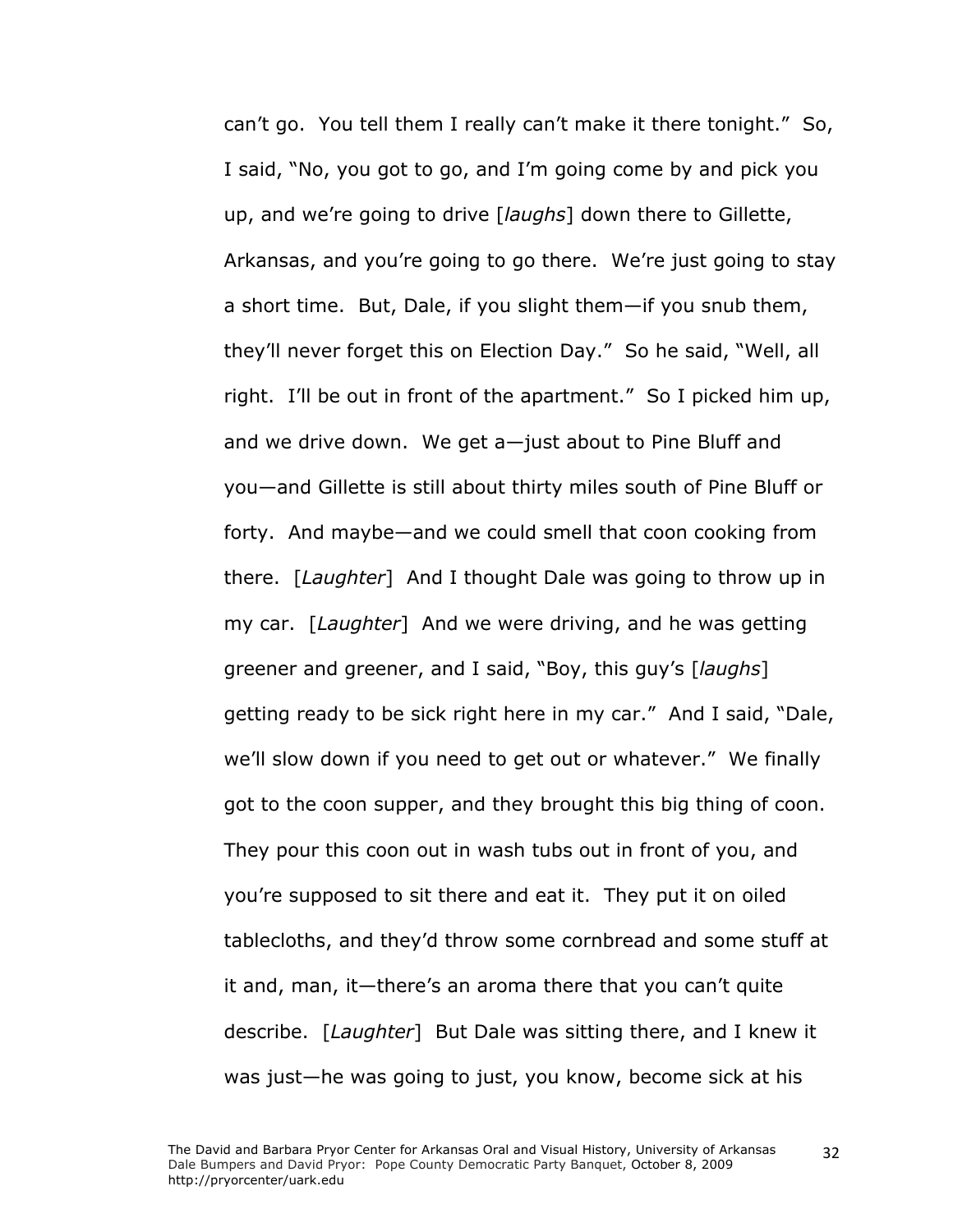can't go. You tell them I really can't make it there tonight." So, I said, "No, you got to go, and I'm going come by and pick you up, and we're going to drive [*laughs*] down there to Gillette, Arkansas, and you're going to go there. We're just going to stay a short time. But, Dale, if you slight them—if you snub them, they'll never forget this on Election Day." So he said, "Well, all right. I'll be out in front of the apartment." So I picked him up, and we drive down. We get a—just about to Pine Bluff and you—and Gillette is still about thirty miles south of Pine Bluff or forty. And maybe—and we could smell that coon cooking from there. [*Laughter*] And I thought Dale was going to throw up in my car. [*Laughter*] And we were driving, and he was getting greener and greener, and I said, "Boy, this guy's [*laughs*] getting ready to be sick right here in my car." And I said, "Dale, we'll slow down if you need to get out or whatever." We finally got to the coon supper, and they brought this big thing of coon. They pour this coon out in wash tubs out in front of you, and you're supposed to sit there and eat it. They put it on oiled tablecloths, and they'd throw some cornbread and some stuff at it and, man, it—there's an aroma there that you can't quite describe. [*Laughter*] But Dale was sitting there, and I knew it was just—he was going to just, you know, become sick at his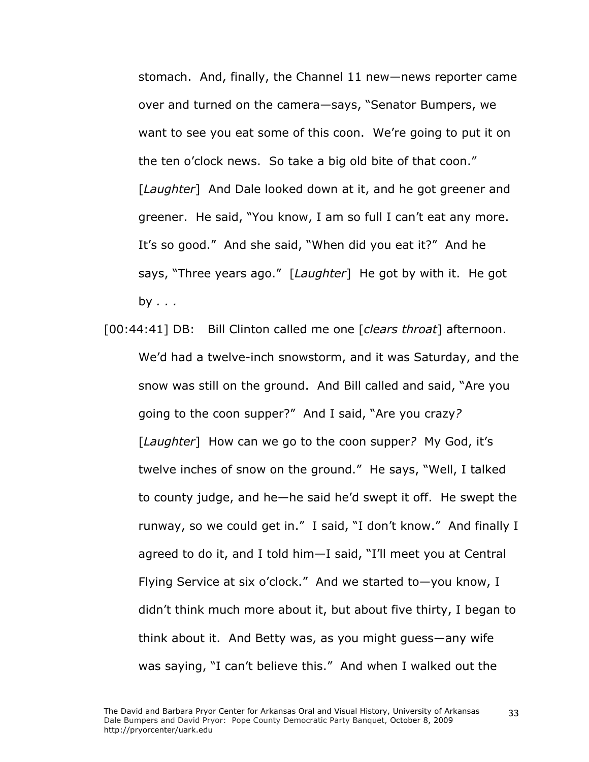stomach. And, finally, the Channel 11 new—news reporter came over and turned on the camera—says, "Senator Bumpers, we want to see you eat some of this coon. We're going to put it on the ten o'clock news. So take a big old bite of that coon." [*Laughter*] And Dale looked down at it, and he got greener and greener. He said, "You know, I am so full I can't eat any more. It's so good." And she said, "When did you eat it?" And he says, "Three years ago." [*Laughter*] He got by with it. He got by *. . .*

[00:44:41] DB: Bill Clinton called me one [*clears throat*] afternoon. We'd had a twelve-inch snowstorm, and it was Saturday, and the snow was still on the ground. And Bill called and said, "Are you going to the coon supper?" And I said, "Are you crazy? [*Laughter*] How can we go to the coon supper? My God, it's twelve inches of snow on the ground." He says, "Well, I talked to county judge, and he—he said he'd swept it off. He swept the runway, so we could get in." I said, "I don't know." And finally I agreed to do it, and I told him—I said, "I'll meet you at Central Flying Service at six o'clock." And we started to—you know, I didn't think much more about it, but about five thirty, I began to think about it. And Betty was, as you might guess—any wife was saying, "I can't believe this." And when I walked out the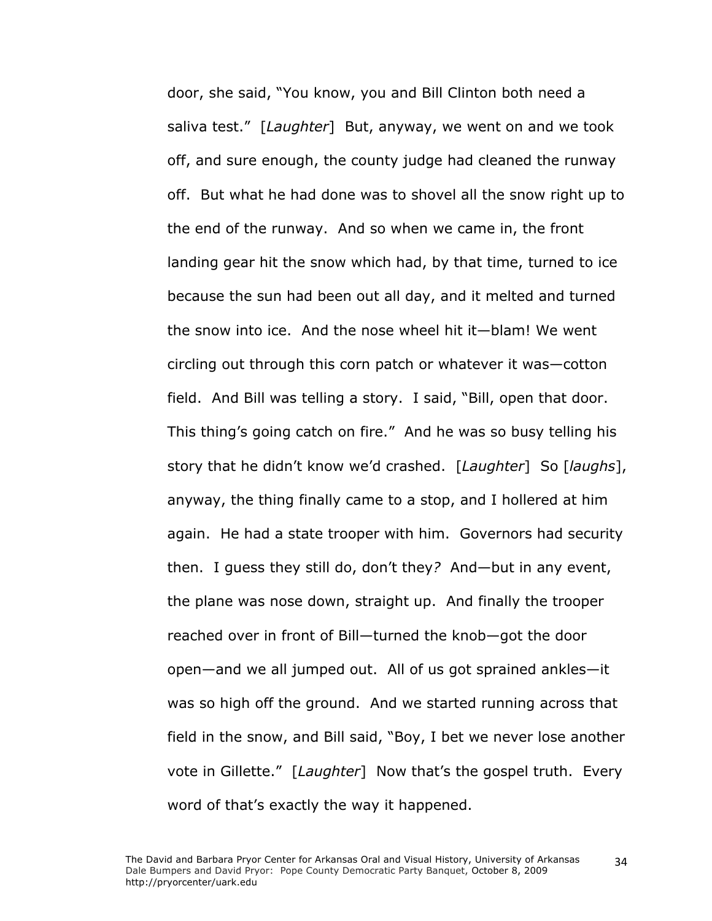door, she said, "You know, you and Bill Clinton both need a saliva test." [*Laughter*] But, anyway, we went on and we took off, and sure enough, the county judge had cleaned the runway off. But what he had done was to shovel all the snow right up to the end of the runway. And so when we came in, the front landing gear hit the snow which had, by that time, turned to ice because the sun had been out all day, and it melted and turned the snow into ice. And the nose wheel hit it—blam! We went circling out through this corn patch or whatever it was—cotton field. And Bill was telling a story. I said, "Bill, open that door. This thing's going catch on fire." And he was so busy telling his story that he didn't know we'd crashed. [*Laughter*] So [*laughs*], anyway, the thing finally came to a stop, and I hollered at him again. He had a state trooper with him. Governors had security then. I guess they still do, don't they? And—but in any event, the plane was nose down, straight up. And finally the trooper reached over in front of Bill—turned the knob—got the door open—and we all jumped out. All of us got sprained ankles—it was so high off the ground. And we started running across that field in the snow, and Bill said, "Boy, I bet we never lose another vote in Gillette." [*Laughter*] Now that's the gospel truth. Every word of that's exactly the way it happened.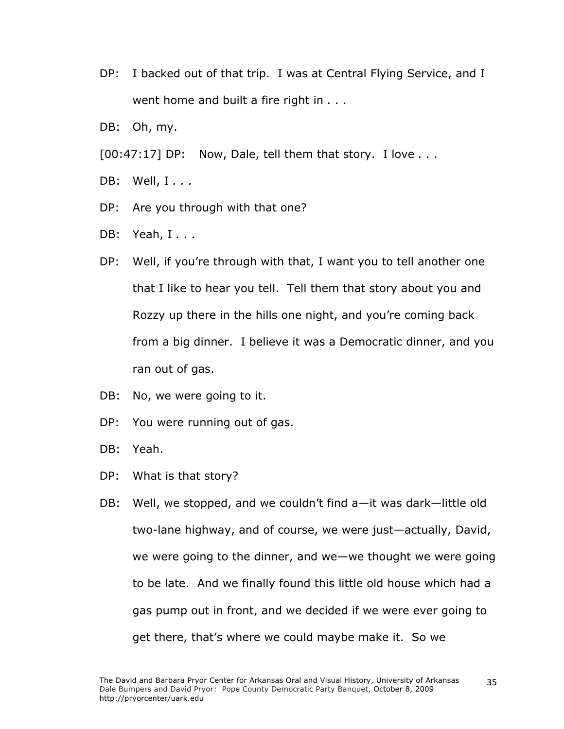DP: I backed out of that trip. I was at Central Flying Service, and I went home and built a fire right in *. . .*

DB: Oh, my.

[00:47:17] DP: Now, Dale, tell them that story. I love *. . .*

DB: Well, I *. . .*

DP: Are you through with that one?

DB: Yeah, I *. . .*

DP: Well, if you're through with that, I want you to tell another one that I like to hear you tell. Tell them that story about you and Rozzy up there in the hills one night, and you're coming back from a big dinner. I believe it was a Democratic dinner, and you ran out of gas.

DB: No, we were going to it.

DP: You were running out of gas.

DB: Yeah.

DP: What is that story?

DB: Well, we stopped, and we couldn't find a—it was dark—little old two-lane highway, and of course, we were just—actually, David, we were going to the dinner, and we—we thought we were going to be late. And we finally found this little old house which had a gas pump out in front, and we decided if we were ever going to get there, that's where we could maybe make it. So we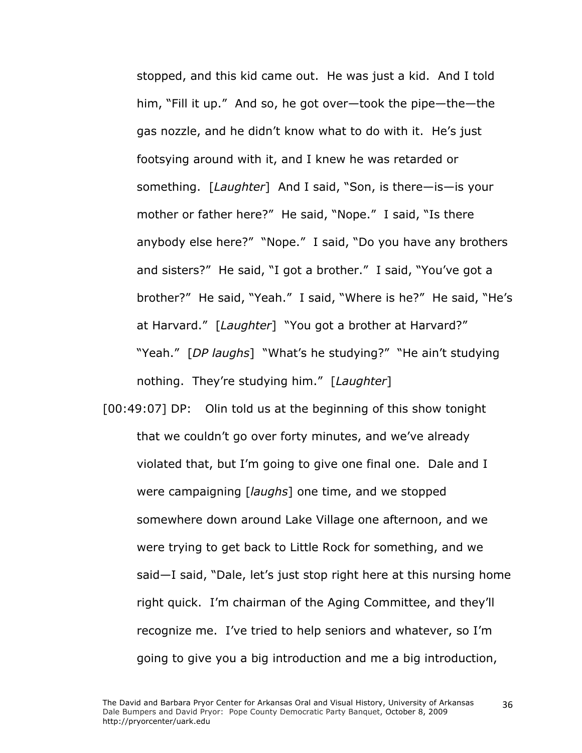stopped, and this kid came out. He was just a kid. And I told him, "Fill it up." And so, he got over—took the pipe—the—the gas nozzle, and he didn't know what to do with it. He's just footsying around with it, and I knew he was retarded or something. [*Laughter*] And I said, "Son, is there—is—is your mother or father here?" He said, "Nope." I said, "Is there anybody else here?" "Nope." I said, "Do you have any brothers and sisters?" He said, "I got a brother." I said, "You've got a brother?" He said, "Yeah." I said, "Where is he?" He said, "He's at Harvard." [*Laughter*] "You got a brother at Harvard?" "Yeah." [*DP laughs*] "What's he studying?" "He ain't studying nothing. They're studying him." [*Laughter*]

[00:49:07] DP: Olin told us at the beginning of this show tonight that we couldn't go over forty minutes, and we've already violated that, but I'm going to give one final one. Dale and I were campaigning [*laughs*] one time, and we stopped somewhere down around Lake Village one afternoon, and we were trying to get back to Little Rock for something, and we said—I said, "Dale, let's just stop right here at this nursing home right quick. I'm chairman of the Aging Committee, and they'll recognize me. I've tried to help seniors and whatever, so I'm going to give you a big introduction and me a big introduction,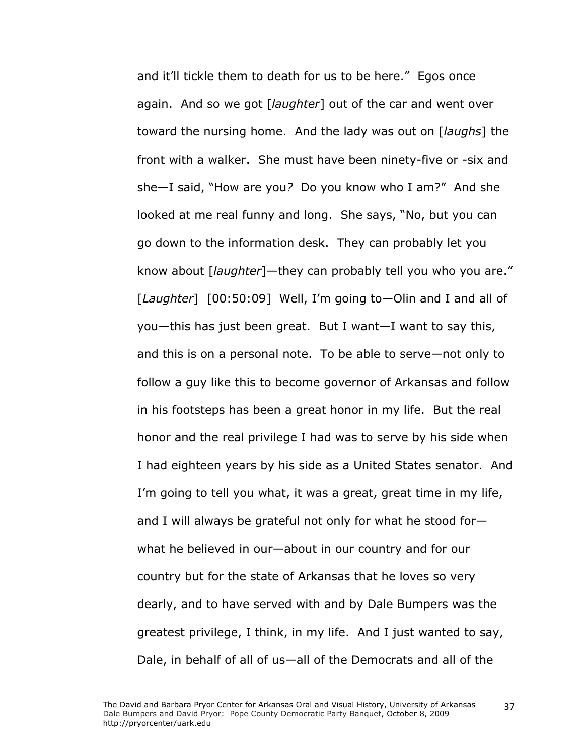and it'll tickle them to death for us to be here." Egos once again. And so we got [*laughter*] out of the car and went over toward the nursing home. And the lady was out on [*laughs*] the front with a walker. She must have been ninety-five or -six and she—I said, "How are you? Do you know who I am?" And she looked at me real funny and long. She says, "No, but you can go down to the information desk. They can probably let you know about [*laughter*]—they can probably tell you who you are." [*Laughter*] [00:50:09] Well, I'm going to—Olin and I and all of you—this has just been great. But I want—I want to say this, and this is on a personal note. To be able to serve—not only to follow a guy like this to become governor of Arkansas and follow in his footsteps has been a great honor in my life. But the real honor and the real privilege I had was to serve by his side when I had eighteen years by his side as a United States senator. And I'm going to tell you what, it was a great, great time in my life, and I will always be grateful not only for what he stood for—what he believed in our—about in our country and for our country but for the state of Arkansas that he loves so very dearly, and to have served with and by Dale Bumpers was the greatest privilege, I think, in my life. And I just wanted to say, Dale, in behalf of all of us—all of the Democrats and all of the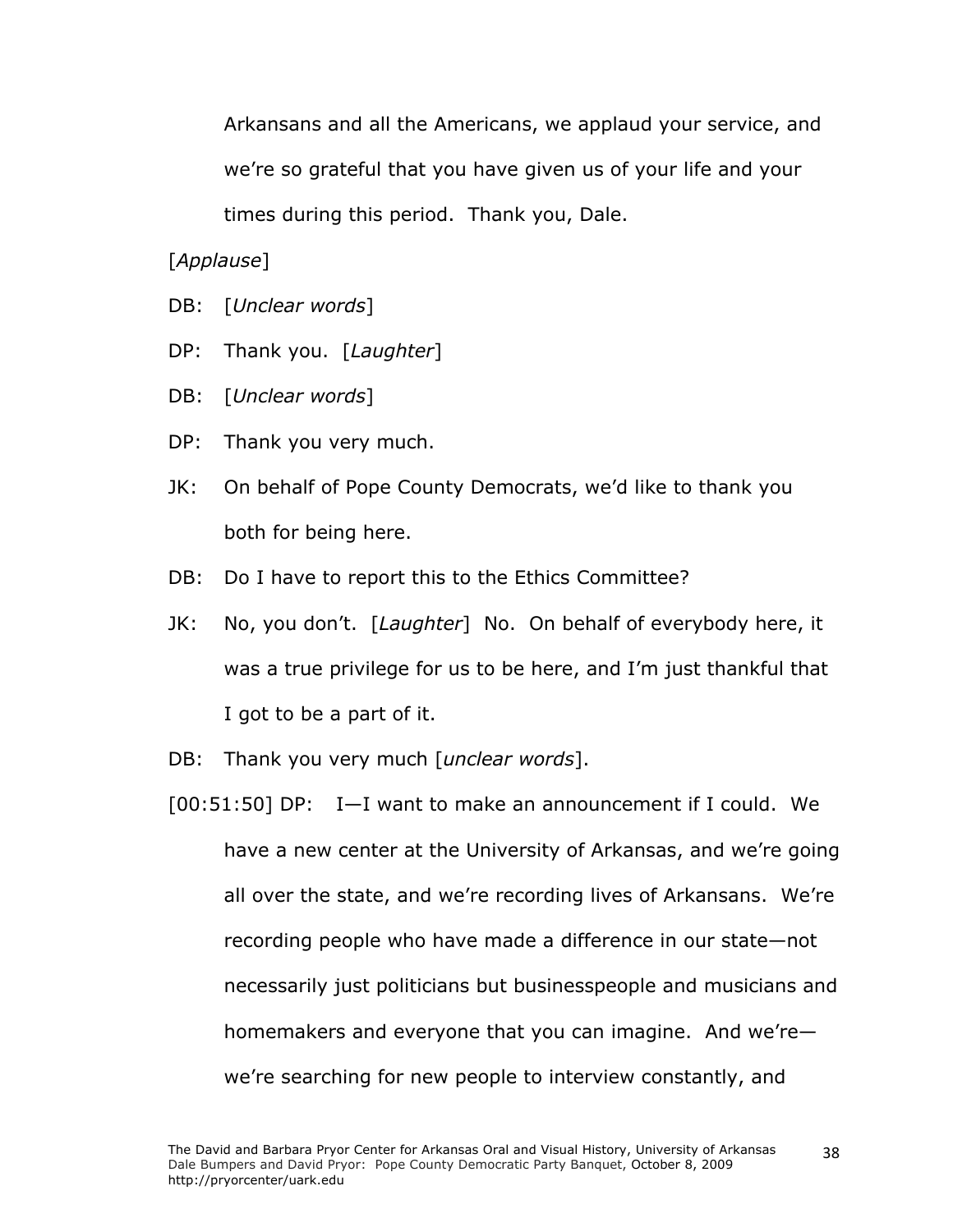Arkansans and all the Americans, we applaud your service, and we're so grateful that you have given us of your life and your times during this period. Thank you, Dale.

[*Applause*]

DB: [*Unclear words*]

DP: Thank you. [*Laughter*]

DB: [*Unclear words*]

DP: Thank you very much.

JK: On behalf of Pope County Democrats, we'd like to thank you both for being here.

DB: Do I have to report this to the Ethics Committee?

JK: No, you don't. [*Laughter*] No. On behalf of everybody here, it was a true privilege for us to be here, and I'm just thankful that I got to be a part of it.

DB: Thank you very much [*unclear words*].

[00:51:50] DP: I—I want to make an announcement if I could. We have a new center at the University of Arkansas, and we're going all over the state, and we're recording lives of Arkansans. We're recording people who have made a difference in our state—not necessarily just politicians but businesspeople and musicians and homemakers and everyone that you can imagine. And we're—we're searching for new people to interview constantly, and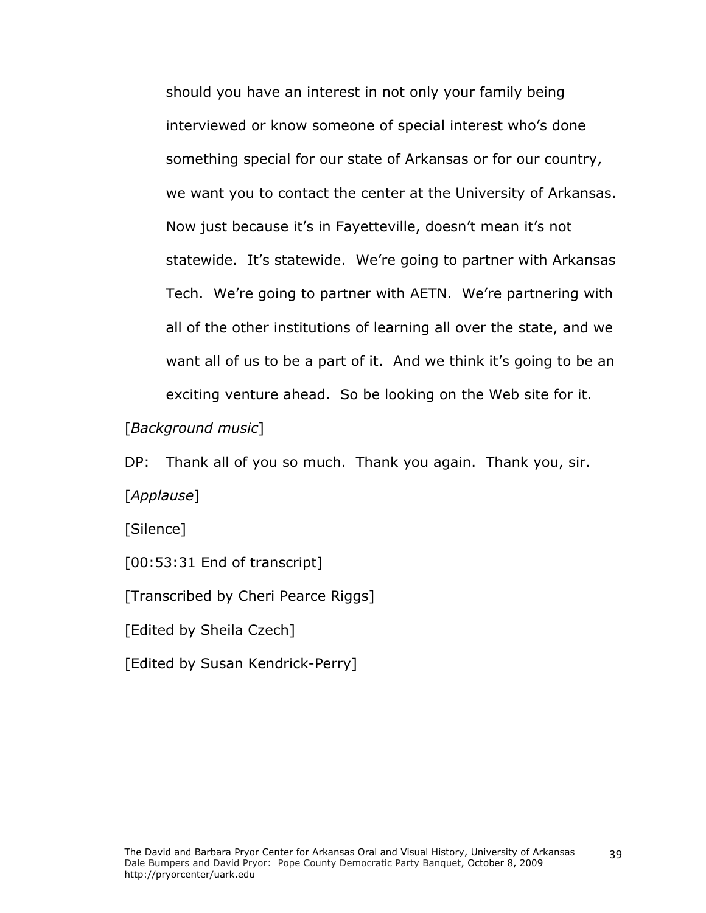should you have an interest in not only your family being interviewed or know someone of special interest who's done something special for our state of Arkansas or for our country, we want you to contact the center at the University of Arkansas. Now just because it's in Fayetteville, doesn't mean it's not statewide. It's statewide. We're going to partner with Arkansas Tech. We're going to partner with AETN. We're partnering with all of the other institutions of learning all over the state, and we want all of us to be a part of it. And we think it's going to be an exciting venture ahead. So be looking on the Web site for it.

[*Background music*]

DP: Thank all of you so much. Thank you again. Thank you, sir.

[*Applause*]

[Silence]

[00:53:31 End of transcript]

[Transcribed by Cheri Pearce Riggs]

[Edited by Sheila Czech]

[Edited by Susan Kendrick-Perry]